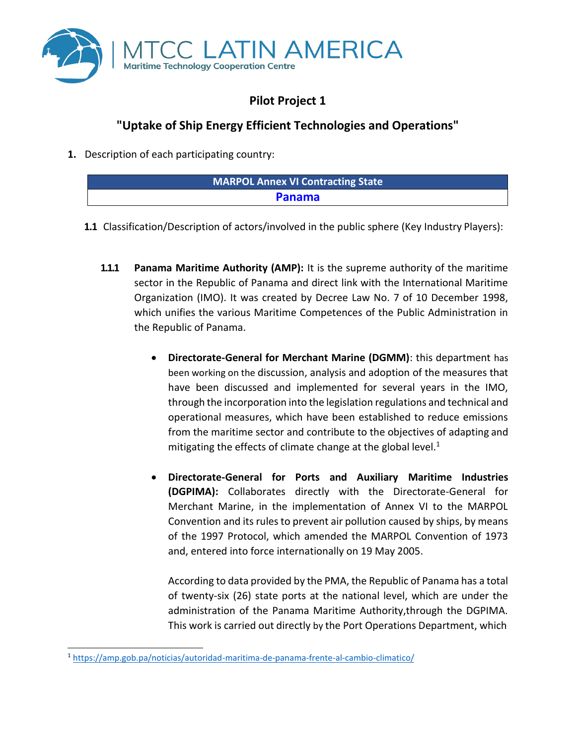MTCC LATIN AMERICA
Maritime Technology Cooperation Centre

# Pilot Project 1

## "Uptake of Ship Energy Efficient Technologies and Operations"

**1.** Description of each participating country:

| MARPOL Annex VI Contracting State |
| --- |
| **Panama** |

**1.1** Classification/Description of actors/involved in the public sphere (Key Industry Players):

**1.1.1 Panama Maritime Authority (AMP):** It is the supreme authority of the maritime sector in the Republic of Panama and direct link with the International Maritime Organization (IMO). It was created by Decree Law No. 7 of 10 December 1998, which unifies the various Maritime Competences of the Public Administration in the Republic of Panama.

- **Directorate-General for Merchant Marine (DGMM)**: this department has been working on the discussion, analysis and adoption of the measures that have been discussed and implemented for several years in the IMO, through the incorporation into the legislation regulations and technical and operational measures, which have been established to reduce emissions from the maritime sector and contribute to the objectives of adapting and mitigating the effects of climate change at the global level.[1]

- **Directorate-General for Ports and Auxiliary Maritime Industries (DGPIMA):** Collaborates directly with the Directorate-General for Merchant Marine, in the implementation of Annex VI to the MARPOL Convention and its rules to prevent air pollution caused by ships, by means of the 1997 Protocol, which amended the MARPOL Convention of 1973 and, entered into force internationally on 19 May 2005.

  According to data provided by the PMA, the Republic of Panama has a total of twenty-six (26) state ports at the national level, which are under the administration of the Panama Maritime Authority,through the DGPIMA. This work is carried out directly by the Port Operations Department, which

[1] https://amp.gob.pa/noticias/autoridad-maritima-de-panama-frente-al-cambio-climatico/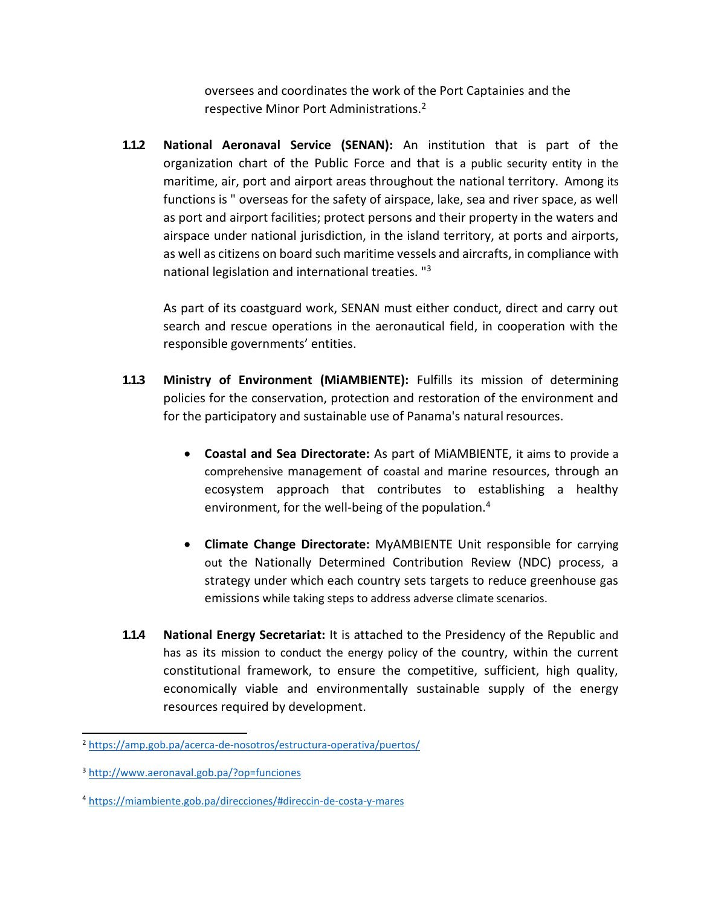oversees and coordinates the work of the Port Captainies and the respective Minor Port Administrations.[2]

**1.1.2 National Aeronaval Service (SENAN):** An institution that is part of the organization chart of the Public Force and that is a public security entity in the maritime, air, port and airport areas throughout the national territory. Among its functions is " overseas for the safety of airspace, lake, sea and river space, as well as port and airport facilities; protect persons and their property in the waters and airspace under national jurisdiction, in the island territory, at ports and airports, as well as citizens on board such maritime vessels and aircrafts, in compliance with national legislation and international treaties. "[3]

As part of its coastguard work, SENAN must either conduct, direct and carry out search and rescue operations in the aeronautical field, in cooperation with the responsible governments' entities.

**1.1.3 Ministry of Environment (MiAMBIENTE):** Fulfills its mission of determining policies for the conservation, protection and restoration of the environment and for the participatory and sustainable use of Panama's natural resources.

- **Coastal and Sea Directorate:** As part of MiAMBIENTE, it aims to provide a comprehensive management of coastal and marine resources, through an ecosystem approach that contributes to establishing a healthy environment, for the well-being of the population.[4]

- **Climate Change Directorate:** MyAMBIENTE Unit responsible for carrying out the Nationally Determined Contribution Review (NDC) process, a strategy under which each country sets targets to reduce greenhouse gas emissions while taking steps to address adverse climate scenarios.

**1.1.4 National Energy Secretariat:** It is attached to the Presidency of the Republic and has as its mission to conduct the energy policy of the country, within the current constitutional framework, to ensure the competitive, sufficient, high quality, economically viable and environmentally sustainable supply of the energy resources required by development.

---

[2] https://amp.gob.pa/acerca-de-nosotros/estructura-operativa/puertos/

[3] http://www.aeronaval.gob.pa/?op=funciones

[4] https://miambiente.gob.pa/direcciones/#direccin-de-costa-y-mares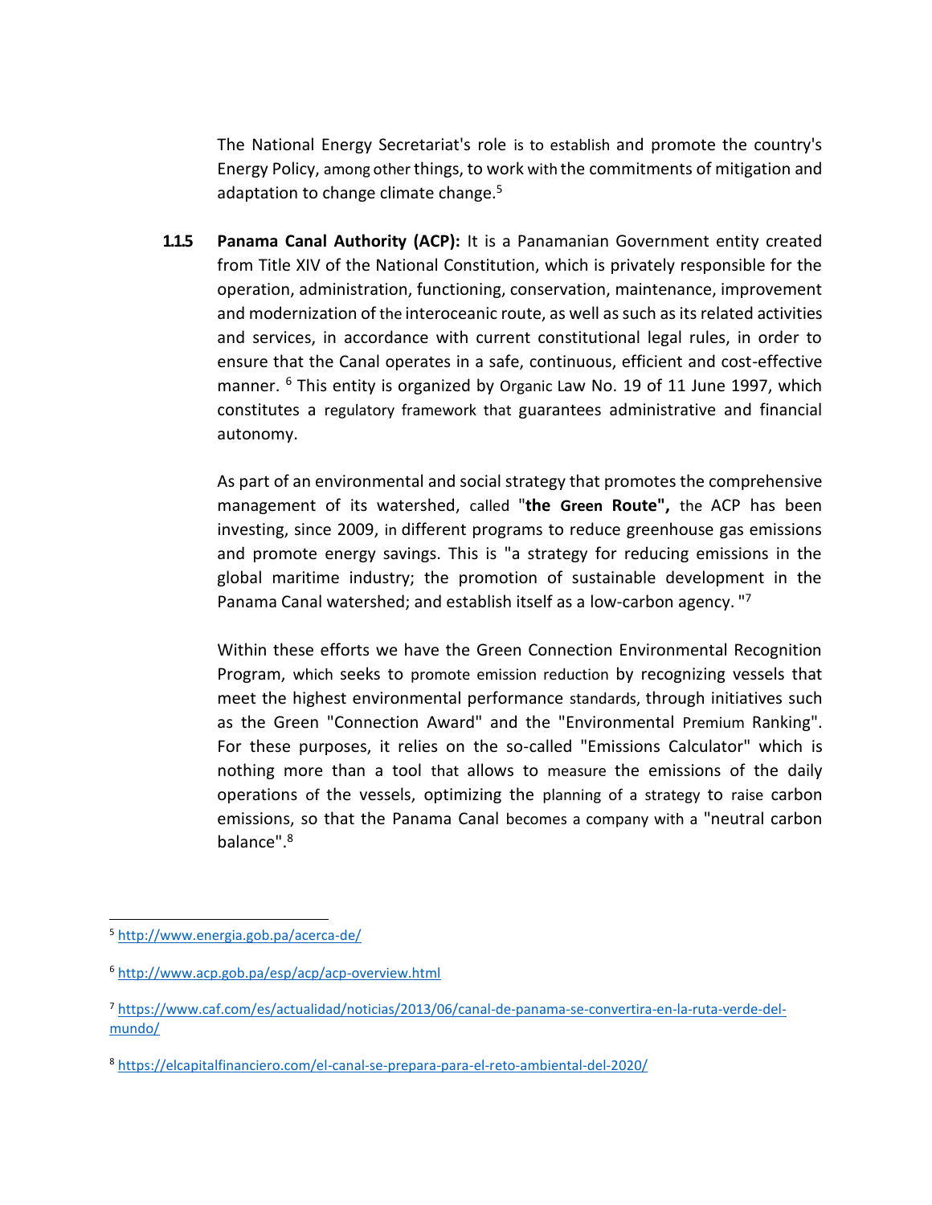The National Energy Secretariat's role is to establish and promote the country's Energy Policy, among other things, to work with the commitments of mitigation and adaptation to change climate change.[5]

**1.1.5 Panama Canal Authority (ACP):** It is a Panamanian Government entity created from Title XIV of the National Constitution, which is privately responsible for the operation, administration, functioning, conservation, maintenance, improvement and modernization of the interoceanic route, as well as such as its related activities and services, in accordance with current constitutional legal rules, in order to ensure that the Canal operates in a safe, continuous, efficient and cost-effective manner. [6] This entity is organized by Organic Law No. 19 of 11 June 1997, which constitutes a regulatory framework that guarantees administrative and financial autonomy.

As part of an environmental and social strategy that promotes the comprehensive management of its watershed, called "**the Green Route",** the ACP has been investing, since 2009, in different programs to reduce greenhouse gas emissions and promote energy savings. This is "a strategy for reducing emissions in the global maritime industry; the promotion of sustainable development in the Panama Canal watershed; and establish itself as a low-carbon agency. "[7]

Within these efforts we have the Green Connection Environmental Recognition Program, which seeks to promote emission reduction by recognizing vessels that meet the highest environmental performance standards, through initiatives such as the Green "Connection Award" and the "Environmental Premium Ranking". For these purposes, it relies on the so-called "Emissions Calculator" which is nothing more than a tool that allows to measure the emissions of the daily operations of the vessels, optimizing the planning of a strategy to raise carbon emissions, so that the Panama Canal becomes a company with a "neutral carbon balance".[8]

---

[5] http://www.energia.gob.pa/acerca-de/

[6] http://www.acp.gob.pa/esp/acp/acp-overview.html

[7] https://www.caf.com/es/actualidad/noticias/2013/06/canal-de-panama-se-convertira-en-la-ruta-verde-del-mundo/

[8] https://elcapitalfinanciero.com/el-canal-se-prepara-para-el-reto-ambiental-del-2020/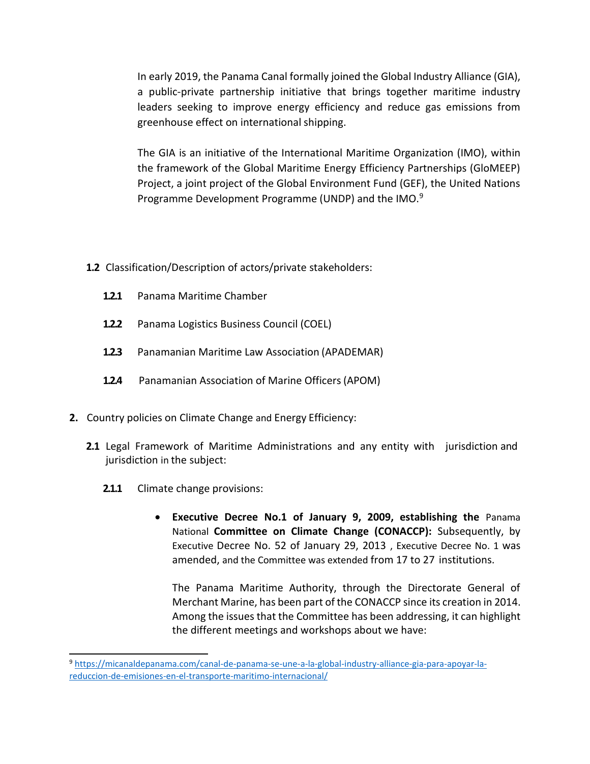In early 2019, the Panama Canal formally joined the Global Industry Alliance (GIA), a public-private partnership initiative that brings together maritime industry leaders seeking to improve energy efficiency and reduce gas emissions from greenhouse effect on international shipping.

The GIA is an initiative of the International Maritime Organization (IMO), within the framework of the Global Maritime Energy Efficiency Partnerships (GloMEEP) Project, a joint project of the Global Environment Fund (GEF), the United Nations Programme Development Programme (UNDP) and the IMO.[9]

**1.2** Classification/Description of actors/private stakeholders:

**1.2.1** Panama Maritime Chamber

**1.2.2** Panama Logistics Business Council (COEL)

**1.2.3** Panamanian Maritime Law Association (APADEMAR)

**1.2.4** Panamanian Association of Marine Officers (APOM)

**2.** Country policies on Climate Change and Energy Efficiency:

**2.1** Legal Framework of Maritime Administrations and any entity with jurisdiction and jurisdiction in the subject:

**2.1.1** Climate change provisions:

- **Executive Decree No.1 of January 9, 2009, establishing the** Panama National **Committee on Climate Change (CONACCP):** Subsequently, by Executive Decree No. 52 of January 29, 2013 , Executive Decree No. 1 was amended, and the Committee was extended from 17 to 27 institutions.

  The Panama Maritime Authority, through the Directorate General of Merchant Marine, has been part of the CONACCP since its creation in 2014. Among the issues that the Committee has been addressing, it can highlight the different meetings and workshops about we have:

[9] https://micanaldepanama.com/canal-de-panama-se-une-a-la-global-industry-alliance-gia-para-apoyar-la-reduccion-de-emisiones-en-el-transporte-maritimo-internacional/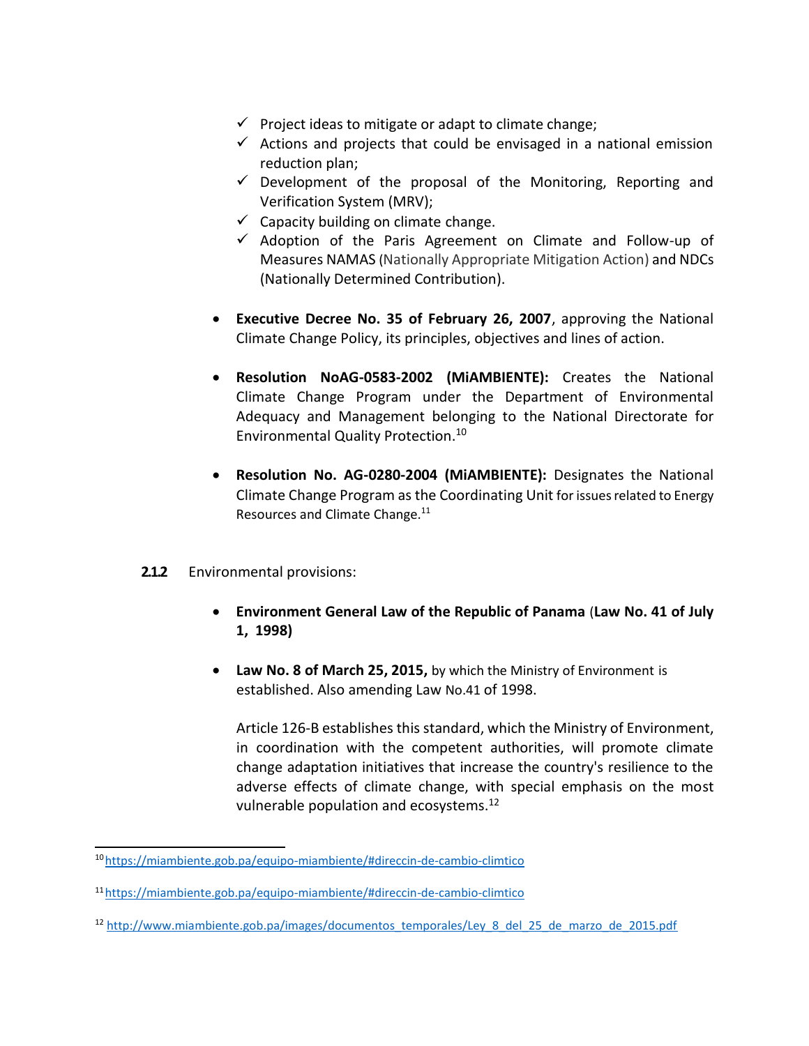- ✓ Project ideas to mitigate or adapt to climate change;
- ✓ Actions and projects that could be envisaged in a national emission reduction plan;
- ✓ Development of the proposal of the Monitoring, Reporting and Verification System (MRV);
- ✓ Capacity building on climate change.
- ✓ Adoption of the Paris Agreement on Climate and Follow-up of Measures NAMAS (Nationally Appropriate Mitigation Action) and NDCs (Nationally Determined Contribution).

- **Executive Decree No. 35 of February 26, 2007**, approving the National Climate Change Policy, its principles, objectives and lines of action.

- **Resolution NoAG-0583-2002 (MiAMBIENTE):** Creates the National Climate Change Program under the Department of Environmental Adequacy and Management belonging to the National Directorate for Environmental Quality Protection.[10]

- **Resolution No. AG-0280-2004 (MiAMBIENTE):** Designates the National Climate Change Program as the Coordinating Unit for issues related to Energy Resources and Climate Change.[11]

**2.1.2** Environmental provisions:

- **Environment General Law of the Republic of Panama** (**Law No. 41 of July 1, 1998)**

- **Law No. 8 of March 25, 2015,** by which the Ministry of Environment is established. Also amending Law No.41 of 1998.

  Article 126-B establishes this standard, which the Ministry of Environment, in coordination with the competent authorities, will promote climate change adaptation initiatives that increase the country's resilience to the adverse effects of climate change, with special emphasis on the most vulnerable population and ecosystems.[12]

---

[10] https://miambiente.gob.pa/equipo-miambiente/#direccin-de-cambio-climtico

[11] https://miambiente.gob.pa/equipo-miambiente/#direccin-de-cambio-climtico

[12] http://www.miambiente.gob.pa/images/documentos_temporales/Ley_8_del_25_de_marzo_de_2015.pdf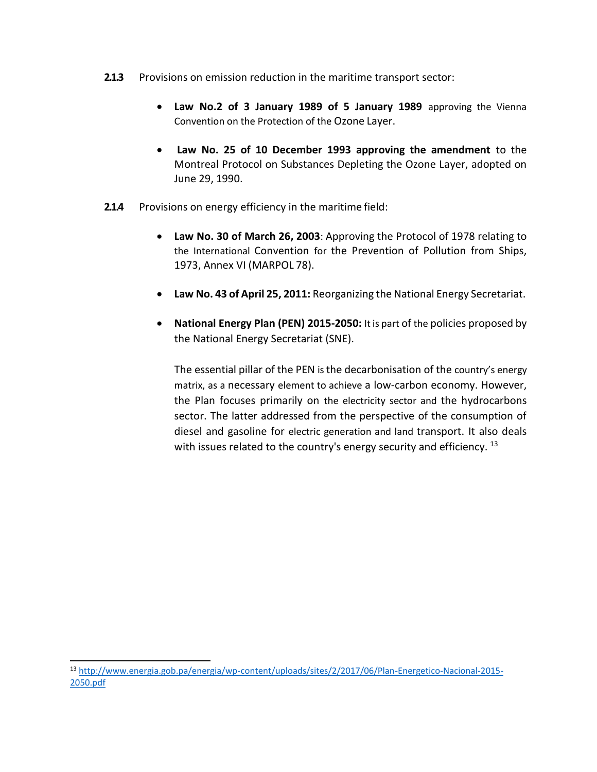**2.1.3** Provisions on emission reduction in the maritime transport sector:

- **Law No.2 of 3 January 1989 of 5 January 1989** approving the Vienna Convention on the Protection of the Ozone Layer.

- **Law No. 25 of 10 December 1993 approving the amendment** to the Montreal Protocol on Substances Depleting the Ozone Layer, adopted on June 29, 1990.

**2.1.4** Provisions on energy efficiency in the maritime field:

- **Law No. 30 of March 26, 2003**: Approving the Protocol of 1978 relating to the International Convention for the Prevention of Pollution from Ships, 1973, Annex VI (MARPOL 78).

- **Law No. 43 of April 25, 2011:** Reorganizing the National Energy Secretariat.

- **National Energy Plan (PEN) 2015-2050:** It is part of the policies proposed by the National Energy Secretariat (SNE).

  The essential pillar of the PEN is the decarbonisation of the country's energy matrix, as a necessary element to achieve a low-carbon economy. However, the Plan focuses primarily on the electricity sector and the hydrocarbons sector. The latter addressed from the perspective of the consumption of diesel and gasoline for electric generation and land transport. It also deals with issues related to the country's energy security and efficiency. [13]

---

[13] http://www.energia.gob.pa/energia/wp-content/uploads/sites/2/2017/06/Plan-Energetico-Nacional-2015-2050.pdf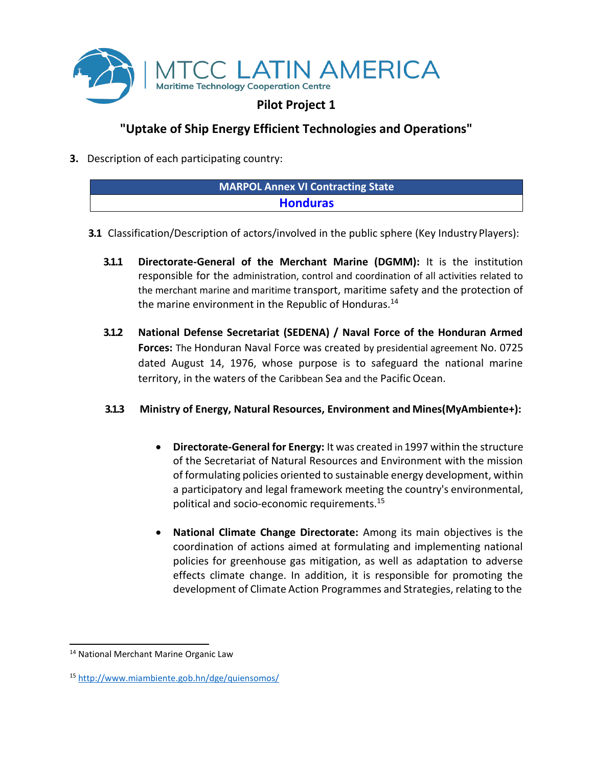## Pilot Project 1

## "Uptake of Ship Energy Efficient Technologies and Operations"

3. Description of each participating country:

| MARPOL Annex VI Contracting State |
| --- |
| **Honduras** |

**3.1** Classification/Description of actors/involved in the public sphere (Key Industry Players):

**3.1.1 Directorate-General of the Merchant Marine (DGMM):** It is the institution responsible for the administration, control and coordination of all activities related to the merchant marine and maritime transport, maritime safety and the protection of the marine environment in the Republic of Honduras.[14]

**3.1.2 National Defense Secretariat (SEDENA) / Naval Force of the Honduran Armed Forces:** The Honduran Naval Force was created by presidential agreement No. 0725 dated August 14, 1976, whose purpose is to safeguard the national marine territory, in the waters of the Caribbean Sea and the Pacific Ocean.

**3.1.3 Ministry of Energy, Natural Resources, Environment and Mines(MyAmbiente+):**

- **Directorate-General for Energy:** It was created in 1997 within the structure of the Secretariat of Natural Resources and Environment with the mission of formulating policies oriented to sustainable energy development, within a participatory and legal framework meeting the country's environmental, political and socio-economic requirements.[15]

- **National Climate Change Directorate:** Among its main objectives is the coordination of actions aimed at formulating and implementing national policies for greenhouse gas mitigation, as well as adaptation to adverse effects climate change. In addition, it is responsible for promoting the development of Climate Action Programmes and Strategies, relating to the

---

[14] National Merchant Marine Organic Law

[15] http://www.miambiente.gob.hn/dge/quiensomos/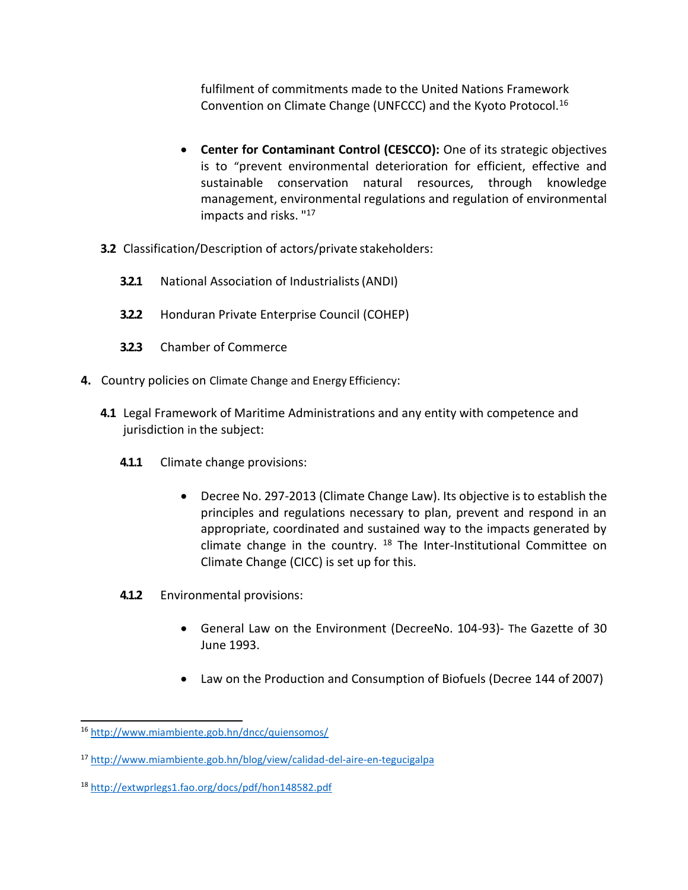fulfilment of commitments made to the United Nations Framework Convention on Climate Change (UNFCCC) and the Kyoto Protocol.[16]

- **Center for Contaminant Control (CESCCO):** One of its strategic objectives is to "prevent environmental deterioration for efficient, effective and sustainable conservation natural resources, through knowledge management, environmental regulations and regulation of environmental impacts and risks. "[17]

**3.2** Classification/Description of actors/private stakeholders:

**3.2.1** National Association of Industrialists (ANDI)

**3.2.2** Honduran Private Enterprise Council (COHEP)

**3.2.3** Chamber of Commerce

**4.** Country policies on Climate Change and Energy Efficiency:

**4.1** Legal Framework of Maritime Administrations and any entity with competence and jurisdiction in the subject:

**4.1.1** Climate change provisions:

- Decree No. 297-2013 (Climate Change Law). Its objective is to establish the principles and regulations necessary to plan, prevent and respond in an appropriate, coordinated and sustained way to the impacts generated by climate change in the country. [18] The Inter-Institutional Committee on Climate Change (CICC) is set up for this.

**4.1.2** Environmental provisions:

- General Law on the Environment (DecreeNo. 104-93)- The Gazette of 30 June 1993.

- Law on the Production and Consumption of Biofuels (Decree 144 of 2007)

---

[16] http://www.miambiente.gob.hn/dncc/quiensomos/

[17] http://www.miambiente.gob.hn/blog/view/calidad-del-aire-en-tegucigalpa

[18] http://extwprlegs1.fao.org/docs/pdf/hon148582.pdf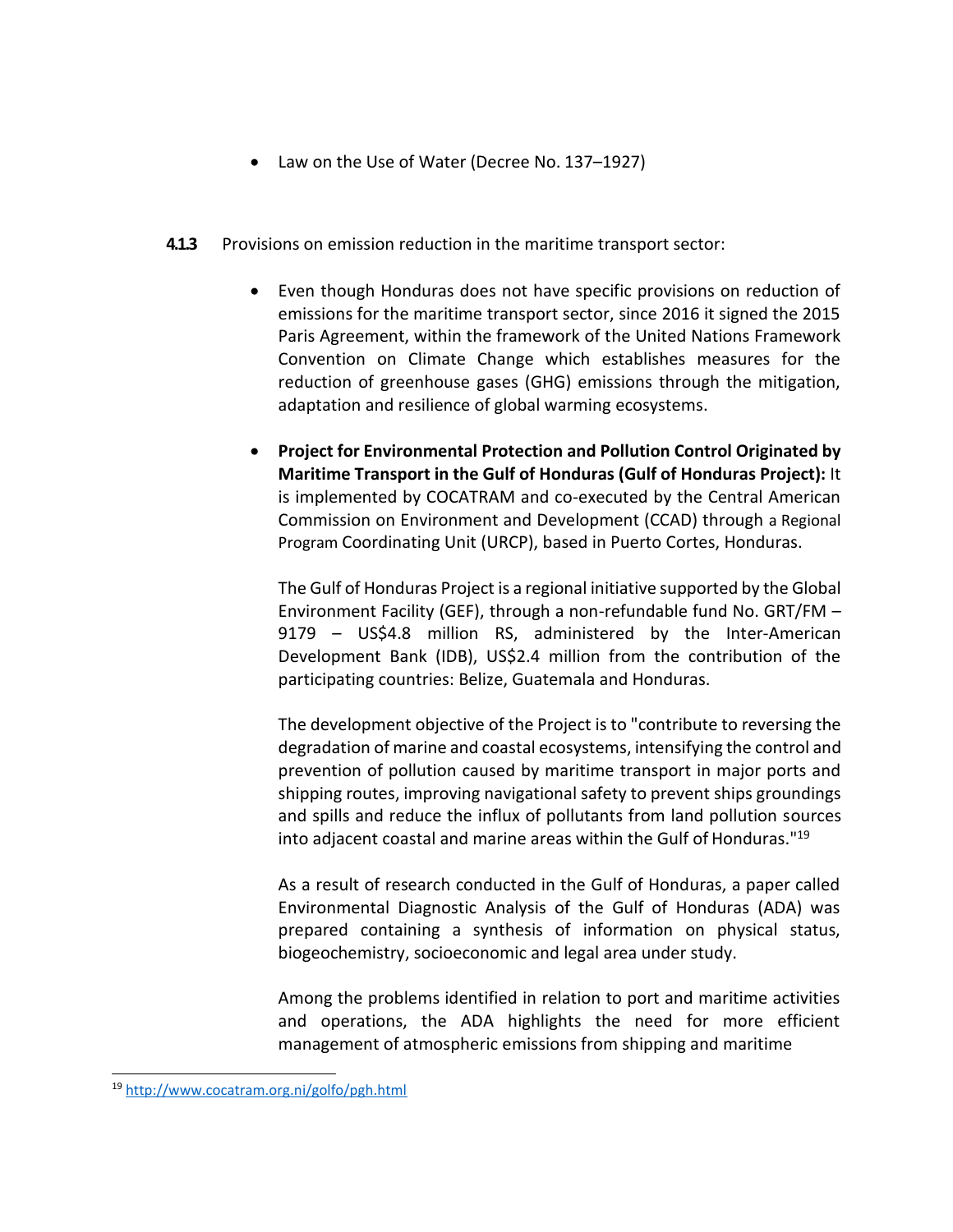- Law on the Use of Water (Decree No. 137–1927)

**4.1.3** Provisions on emission reduction in the maritime transport sector:

- Even though Honduras does not have specific provisions on reduction of emissions for the maritime transport sector, since 2016 it signed the 2015 Paris Agreement, within the framework of the United Nations Framework Convention on Climate Change which establishes measures for the reduction of greenhouse gases (GHG) emissions through the mitigation, adaptation and resilience of global warming ecosystems.

- **Project for Environmental Protection and Pollution Control Originated by Maritime Transport in the Gulf of Honduras (Gulf of Honduras Project):** It is implemented by COCATRAM and co-executed by the Central American Commission on Environment and Development (CCAD) through a Regional Program Coordinating Unit (URCP), based in Puerto Cortes, Honduras.

  The Gulf of Honduras Project is a regional initiative supported by the Global Environment Facility (GEF), through a non-refundable fund No. GRT/FM – 9179 – US$4.8 million RS, administered by the Inter-American Development Bank (IDB), US$2.4 million from the contribution of the participating countries: Belize, Guatemala and Honduras.

  The development objective of the Project is to "contribute to reversing the degradation of marine and coastal ecosystems, intensifying the control and prevention of pollution caused by maritime transport in major ports and shipping routes, improving navigational safety to prevent ships groundings and spills and reduce the influx of pollutants from land pollution sources into adjacent coastal and marine areas within the Gulf of Honduras."[19]

  As a result of research conducted in the Gulf of Honduras, a paper called Environmental Diagnostic Analysis of the Gulf of Honduras (ADA) was prepared containing a synthesis of information on physical status, biogeochemistry, socioeconomic and legal area under study.

  Among the problems identified in relation to port and maritime activities and operations, the ADA highlights the need for more efficient management of atmospheric emissions from shipping and maritime

[19] http://www.cocatram.org.ni/golfo/pgh.html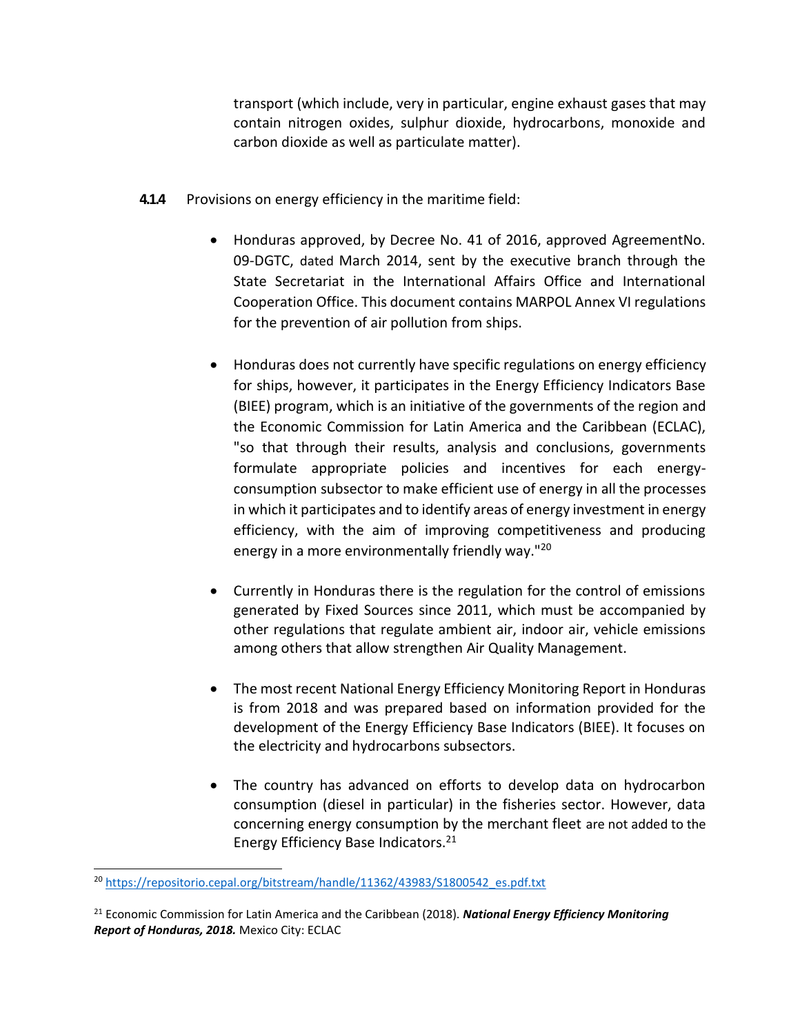transport (which include, very in particular, engine exhaust gases that may contain nitrogen oxides, sulphur dioxide, hydrocarbons, monoxide and carbon dioxide as well as particulate matter).

**4.1.4** Provisions on energy efficiency in the maritime field:

- Honduras approved, by Decree No. 41 of 2016, approved AgreementNo. 09-DGTC, dated March 2014, sent by the executive branch through the State Secretariat in the International Affairs Office and International Cooperation Office. This document contains MARPOL Annex VI regulations for the prevention of air pollution from ships.

- Honduras does not currently have specific regulations on energy efficiency for ships, however, it participates in the Energy Efficiency Indicators Base (BIEE) program, which is an initiative of the governments of the region and the Economic Commission for Latin America and the Caribbean (ECLAC), "so that through their results, analysis and conclusions, governments formulate appropriate policies and incentives for each energy-consumption subsector to make efficient use of energy in all the processes in which it participates and to identify areas of energy investment in energy efficiency, with the aim of improving competitiveness and producing energy in a more environmentally friendly way."[20]

- Currently in Honduras there is the regulation for the control of emissions generated by Fixed Sources since 2011, which must be accompanied by other regulations that regulate ambient air, indoor air, vehicle emissions among others that allow strengthen Air Quality Management.

- The most recent National Energy Efficiency Monitoring Report in Honduras is from 2018 and was prepared based on information provided for the development of the Energy Efficiency Base Indicators (BIEE). It focuses on the electricity and hydrocarbons subsectors.

- The country has advanced on efforts to develop data on hydrocarbon consumption (diesel in particular) in the fisheries sector. However, data concerning energy consumption by the merchant fleet are not added to the Energy Efficiency Base Indicators.[21]

---

[20] https://repositorio.cepal.org/bitstream/handle/11362/43983/S1800542_es.pdf.txt

[21] Economic Commission for Latin America and the Caribbean (2018). ***National Energy Efficiency Monitoring Report of Honduras, 2018.*** Mexico City: ECLAC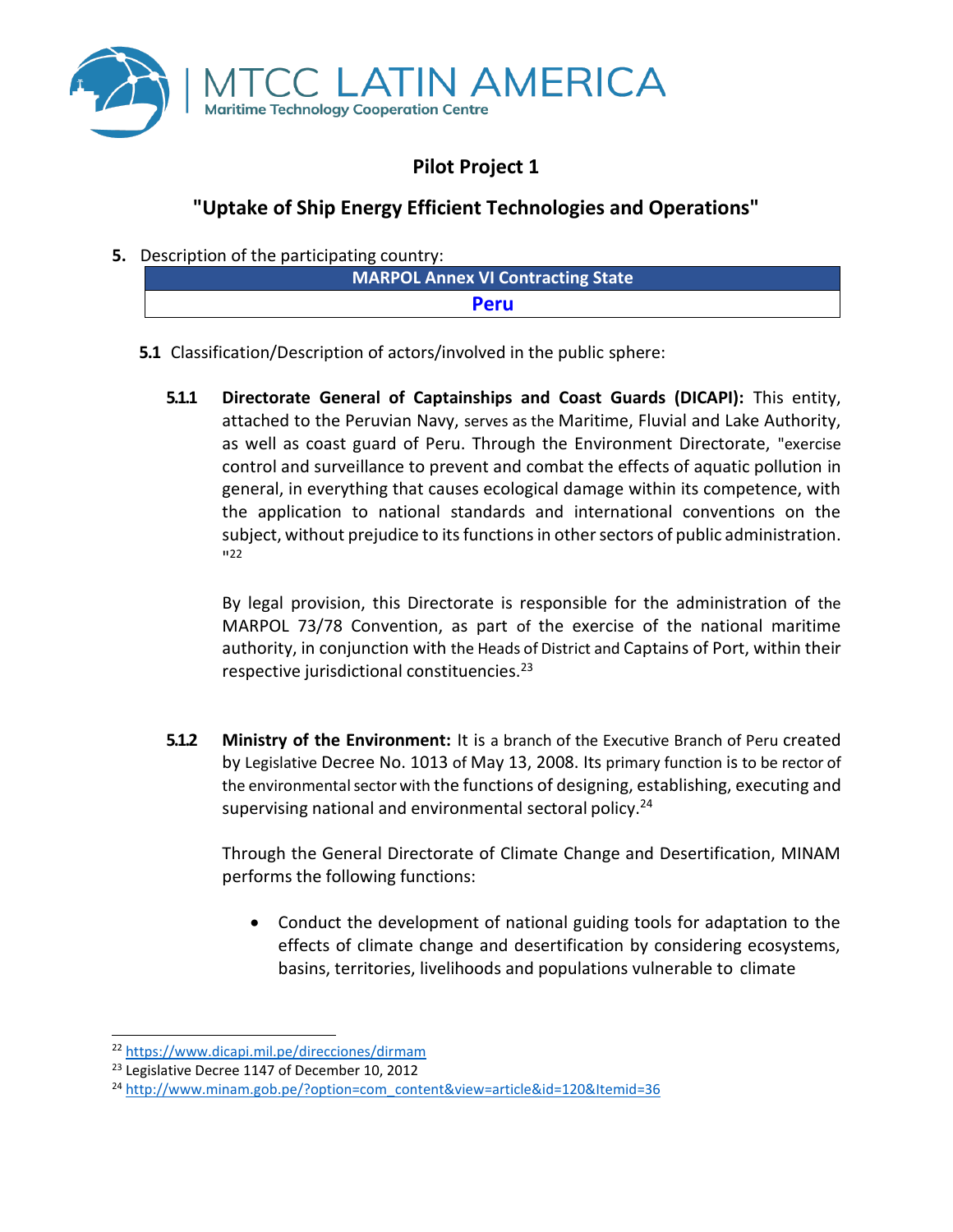# Pilot Project 1

## "Uptake of Ship Energy Efficient Technologies and Operations"

**5.** Description of the participating country:

| MARPOL Annex VI Contracting State |
| --- |
| Peru |

**5.1** Classification/Description of actors/involved in the public sphere:

**5.1.1 Directorate General of Captainships and Coast Guards (DICAPI):** This entity, attached to the Peruvian Navy, serves as the Maritime, Fluvial and Lake Authority, as well as coast guard of Peru. Through the Environment Directorate, "exercise control and surveillance to prevent and combat the effects of aquatic pollution in general, in everything that causes ecological damage within its competence, with the application to national standards and international conventions on the subject, without prejudice to its functions in other sectors of public administration. "[22]

By legal provision, this Directorate is responsible for the administration of the MARPOL 73/78 Convention, as part of the exercise of the national maritime authority, in conjunction with the Heads of District and Captains of Port, within their respective jurisdictional constituencies.[23]

**5.1.2 Ministry of the Environment:** It is a branch of the Executive Branch of Peru created by Legislative Decree No. 1013 of May 13, 2008. Its primary function is to be rector of the environmental sector with the functions of designing, establishing, executing and supervising national and environmental sectoral policy.[24]

Through the General Directorate of Climate Change and Desertification, MINAM performs the following functions:

- Conduct the development of national guiding tools for adaptation to the effects of climate change and desertification by considering ecosystems, basins, territories, livelihoods and populations vulnerable to climate

---

[22] https://www.dicapi.mil.pe/direcciones/dirmam

[23] Legislative Decree 1147 of December 10, 2012

[24] http://www.minam.gob.pe/?option=com_content&view=article&id=120&Itemid=36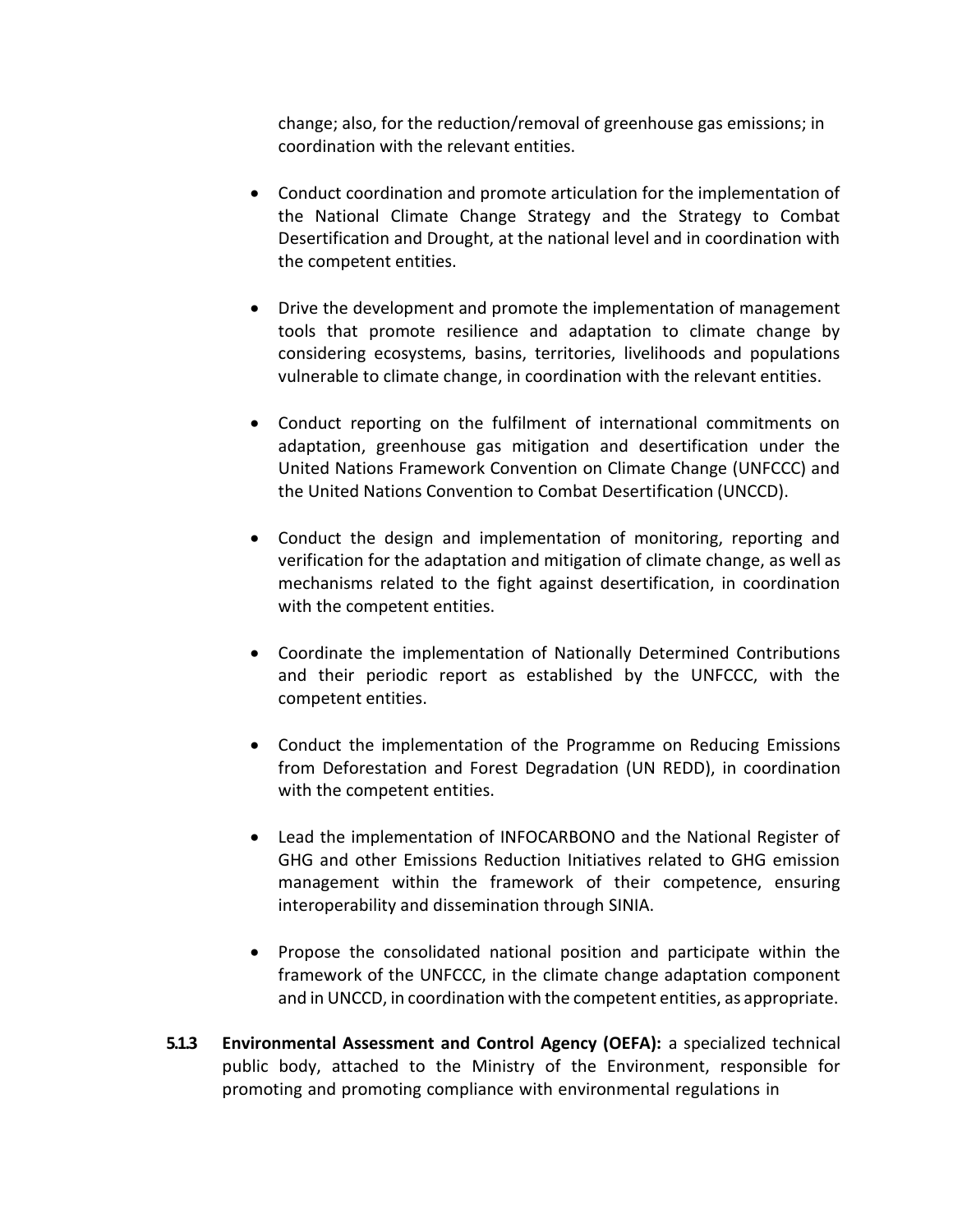change; also, for the reduction/removal of greenhouse gas emissions; in coordination with the relevant entities.

- Conduct coordination and promote articulation for the implementation of the National Climate Change Strategy and the Strategy to Combat Desertification and Drought, at the national level and in coordination with the competent entities.

- Drive the development and promote the implementation of management tools that promote resilience and adaptation to climate change by considering ecosystems, basins, territories, livelihoods and populations vulnerable to climate change, in coordination with the relevant entities.

- Conduct reporting on the fulfilment of international commitments on adaptation, greenhouse gas mitigation and desertification under the United Nations Framework Convention on Climate Change (UNFCCC) and the United Nations Convention to Combat Desertification (UNCCD).

- Conduct the design and implementation of monitoring, reporting and verification for the adaptation and mitigation of climate change, as well as mechanisms related to the fight against desertification, in coordination with the competent entities.

- Coordinate the implementation of Nationally Determined Contributions and their periodic report as established by the UNFCCC, with the competent entities.

- Conduct the implementation of the Programme on Reducing Emissions from Deforestation and Forest Degradation (UN REDD), in coordination with the competent entities.

- Lead the implementation of INFOCARBONO and the National Register of GHG and other Emissions Reduction Initiatives related to GHG emission management within the framework of their competence, ensuring interoperability and dissemination through SINIA.

- Propose the consolidated national position and participate within the framework of the UNFCCC, in the climate change adaptation component and in UNCCD, in coordination with the competent entities, as appropriate.

**5.1.3 Environmental Assessment and Control Agency (OEFA):** a specialized technical public body, attached to the Ministry of the Environment, responsible for promoting and promoting compliance with environmental regulations in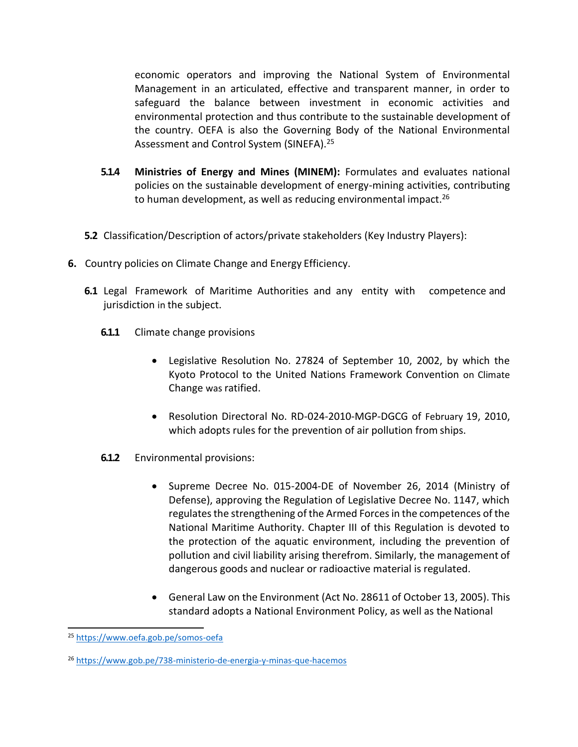economic operators and improving the National System of Environmental Management in an articulated, effective and transparent manner, in order to safeguard the balance between investment in economic activities and environmental protection and thus contribute to the sustainable development of the country. OEFA is also the Governing Body of the National Environmental Assessment and Control System (SINEFA).[25]

**5.1.4** **Ministries of Energy and Mines (MINEM):** Formulates and evaluates national policies on the sustainable development of energy-mining activities, contributing to human development, as well as reducing environmental impact.[26]

**5.2** Classification/Description of actors/private stakeholders (Key Industry Players):

**6.** Country policies on Climate Change and Energy Efficiency.

**6.1** Legal Framework of Maritime Authorities and any entity with competence and jurisdiction in the subject.

**6.1.1** Climate change provisions

- Legislative Resolution No. 27824 of September 10, 2002, by which the Kyoto Protocol to the United Nations Framework Convention on Climate Change was ratified.

- Resolution Directoral No. RD-024-2010-MGP-DGCG of February 19, 2010, which adopts rules for the prevention of air pollution from ships.

**6.1.2** Environmental provisions:

- Supreme Decree No. 015-2004-DE of November 26, 2014 (Ministry of Defense), approving the Regulation of Legislative Decree No. 1147, which regulates the strengthening of the Armed Forces in the competences of the National Maritime Authority. Chapter III of this Regulation is devoted to the protection of the aquatic environment, including the prevention of pollution and civil liability arising therefrom. Similarly, the management of dangerous goods and nuclear or radioactive material is regulated.

- General Law on the Environment (Act No. 28611 of October 13, 2005). This standard adopts a National Environment Policy, as well as the National

---

[25] https://www.oefa.gob.pe/somos-oefa

[26] https://www.gob.pe/738-ministerio-de-energia-y-minas-que-hacemos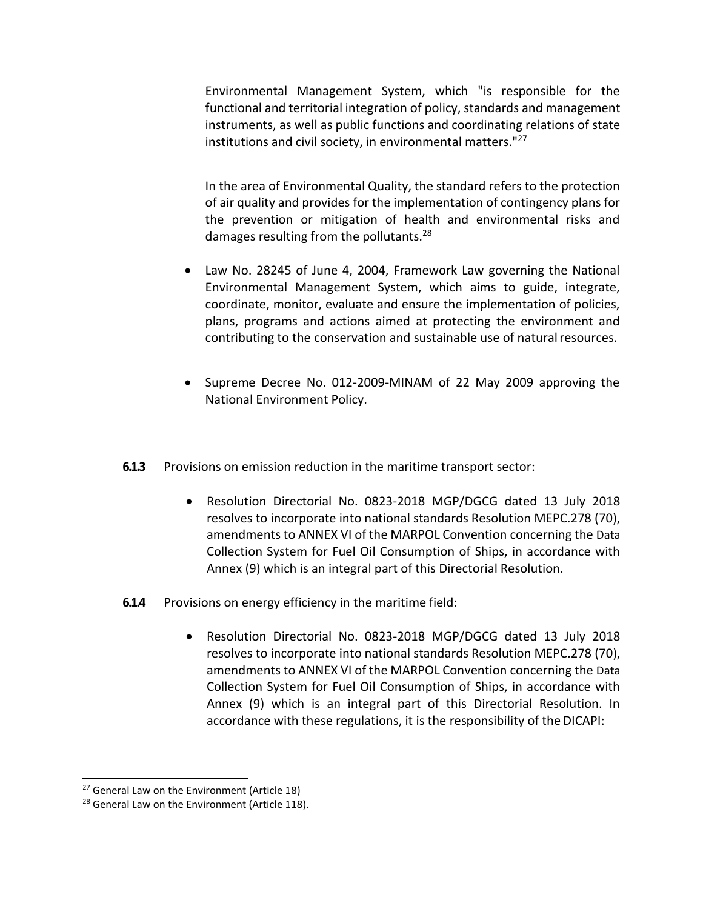Environmental Management System, which "is responsible for the functional and territorial integration of policy, standards and management instruments, as well as public functions and coordinating relations of state institutions and civil society, in environmental matters."[27]

In the area of Environmental Quality, the standard refers to the protection of air quality and provides for the implementation of contingency plans for the prevention or mitigation of health and environmental risks and damages resulting from the pollutants.[28]

- Law No. 28245 of June 4, 2004, Framework Law governing the National Environmental Management System, which aims to guide, integrate, coordinate, monitor, evaluate and ensure the implementation of policies, plans, programs and actions aimed at protecting the environment and contributing to the conservation and sustainable use of natural resources.

- Supreme Decree No. 012-2009-MINAM of 22 May 2009 approving the National Environment Policy.

**6.1.3** Provisions on emission reduction in the maritime transport sector:

- Resolution Directorial No. 0823-2018 MGP/DGCG dated 13 July 2018 resolves to incorporate into national standards Resolution MEPC.278 (70), amendments to ANNEX VI of the MARPOL Convention concerning the Data Collection System for Fuel Oil Consumption of Ships, in accordance with Annex (9) which is an integral part of this Directorial Resolution.

**6.1.4** Provisions on energy efficiency in the maritime field:

- Resolution Directorial No. 0823-2018 MGP/DGCG dated 13 July 2018 resolves to incorporate into national standards Resolution MEPC.278 (70), amendments to ANNEX VI of the MARPOL Convention concerning the Data Collection System for Fuel Oil Consumption of Ships, in accordance with Annex (9) which is an integral part of this Directorial Resolution. In accordance with these regulations, it is the responsibility of the DICAPI:

---

[27] General Law on the Environment (Article 18)

[28] General Law on the Environment (Article 118).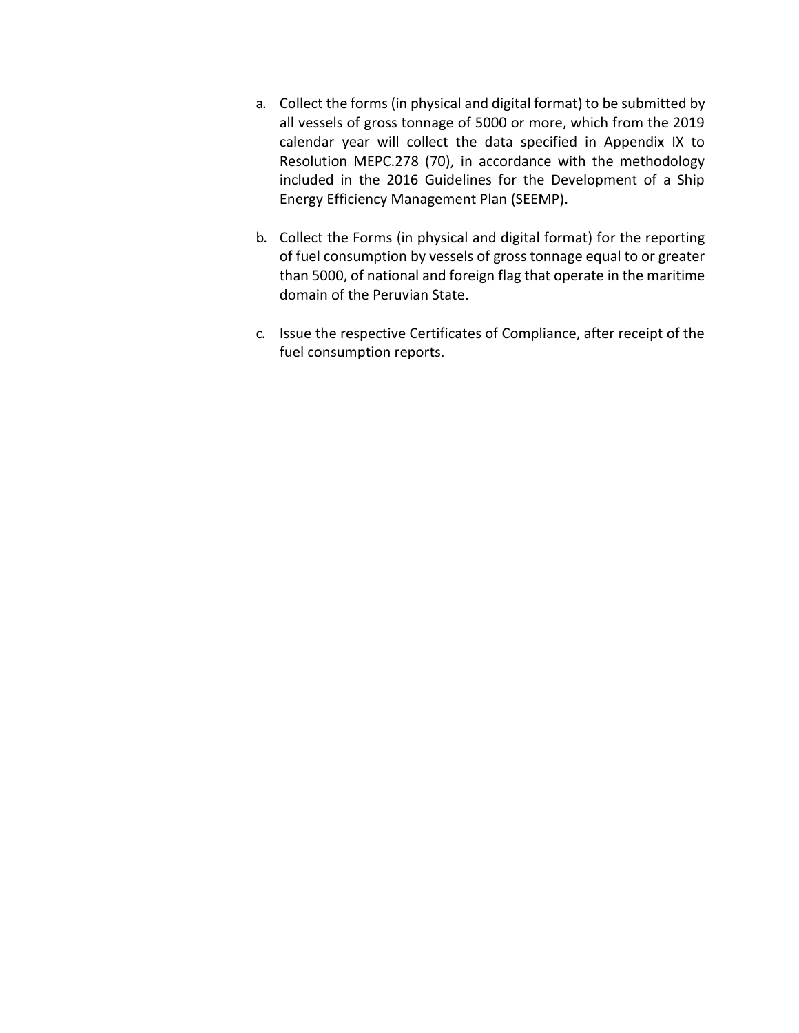a. Collect the forms (in physical and digital format) to be submitted by all vessels of gross tonnage of 5000 or more, which from the 2019 calendar year will collect the data specified in Appendix IX to Resolution MEPC.278 (70), in accordance with the methodology included in the 2016 Guidelines for the Development of a Ship Energy Efficiency Management Plan (SEEMP).

b. Collect the Forms (in physical and digital format) for the reporting of fuel consumption by vessels of gross tonnage equal to or greater than 5000, of national and foreign flag that operate in the maritime domain of the Peruvian State.

c. Issue the respective Certificates of Compliance, after receipt of the fuel consumption reports.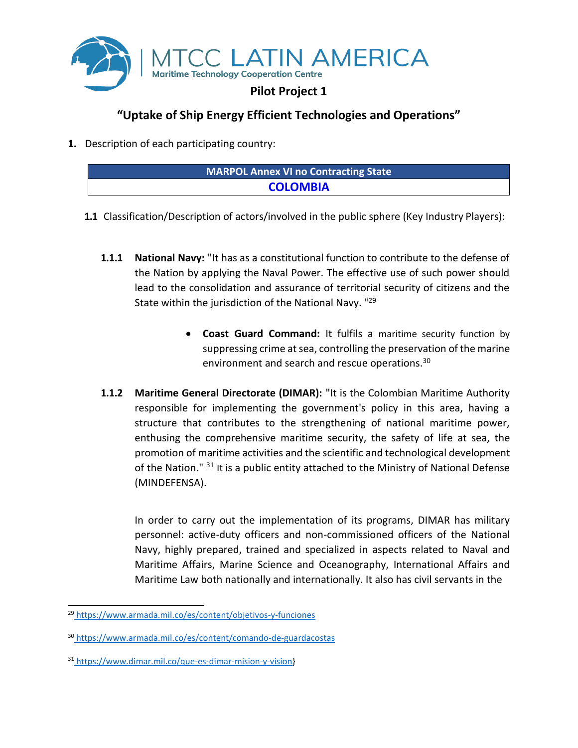## Pilot Project 1

## "Uptake of Ship Energy Efficient Technologies and Operations"

**1.** Description of each participating country:

| MARPOL Annex VI no Contracting State |
|---|
| **COLOMBIA** |

**1.1** Classification/Description of actors/involved in the public sphere (Key Industry Players):

**1.1.1 National Navy:** "It has as a constitutional function to contribute to the defense of the Nation by applying the Naval Power. The effective use of such power should lead to the consolidation and assurance of territorial security of citizens and the State within the jurisdiction of the National Navy. "[29]

- **Coast Guard Command:** It fulfils a maritime security function by suppressing crime at sea, controlling the preservation of the marine environment and search and rescue operations.[30]

**1.1.2 Maritime General Directorate (DIMAR):** "It is the Colombian Maritime Authority responsible for implementing the government's policy in this area, having a structure that contributes to the strengthening of national maritime power, enthusing the comprehensive maritime security, the safety of life at sea, the promotion of maritime activities and the scientific and technological development of the Nation." [31] It is a public entity attached to the Ministry of National Defense (MINDEFENSA).

In order to carry out the implementation of its programs, DIMAR has military personnel: active-duty officers and non-commissioned officers of the National Navy, highly prepared, trained and specialized in aspects related to Naval and Maritime Affairs, Marine Science and Oceanography, International Affairs and Maritime Law both nationally and internationally. It also has civil servants in the

---

[29] https://www.armada.mil.co/es/content/objetivos-y-funciones

[30] https://www.armada.mil.co/es/content/comando-de-guardacostas

[31] https://www.dimar.mil.co/que-es-dimar-mision-y-vision}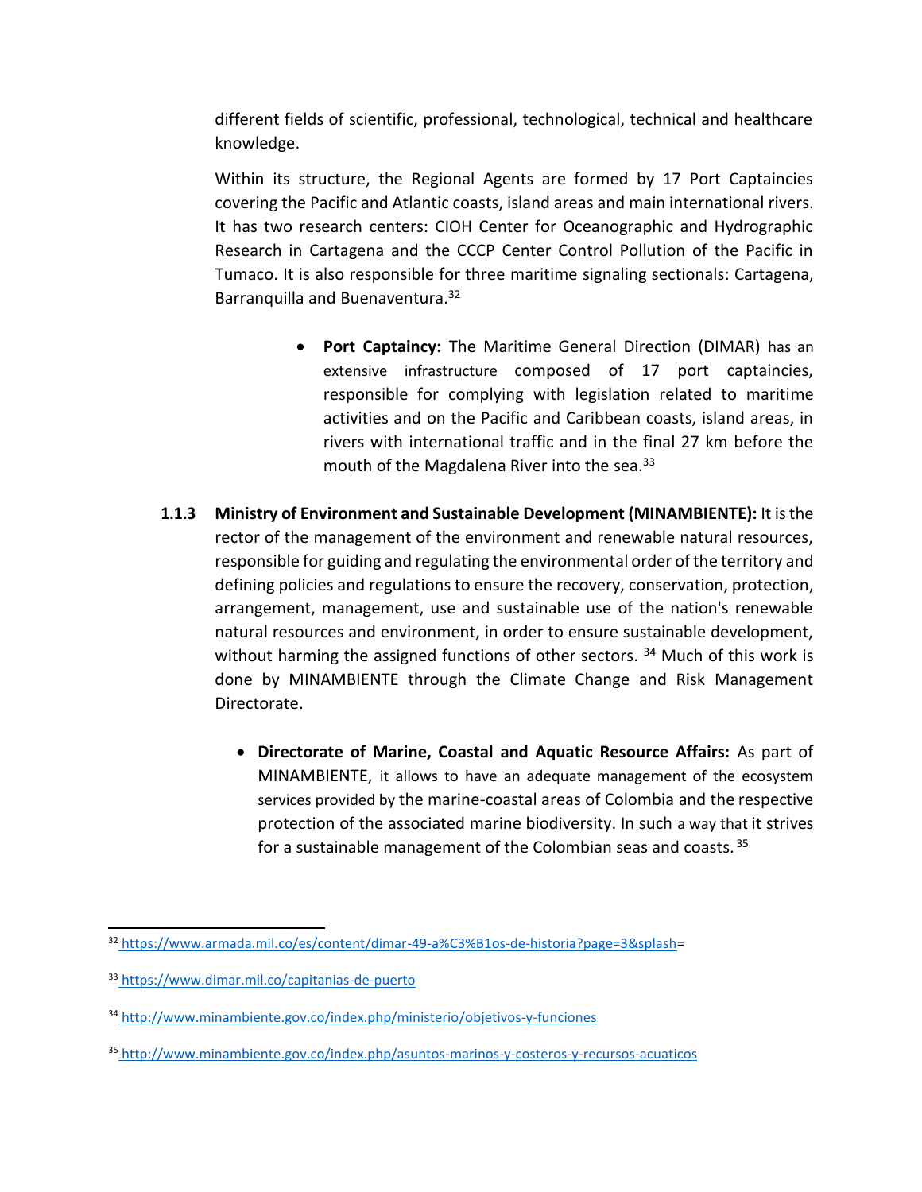different fields of scientific, professional, technological, technical and healthcare knowledge.

Within its structure, the Regional Agents are formed by 17 Port Captaincies covering the Pacific and Atlantic coasts, island areas and main international rivers. It has two research centers: CIOH Center for Oceanographic and Hydrographic Research in Cartagena and the CCCP Center Control Pollution of the Pacific in Tumaco. It is also responsible for three maritime signaling sectionals: Cartagena, Barranquilla and Buenaventura.[32]

- **Port Captaincy:** The Maritime General Direction (DIMAR) has an extensive infrastructure composed of 17 port captaincies, responsible for complying with legislation related to maritime activities and on the Pacific and Caribbean coasts, island areas, in rivers with international traffic and in the final 27 km before the mouth of the Magdalena River into the sea.[33]

**1.1.3 Ministry of Environment and Sustainable Development (MINAMBIENTE):** It is the rector of the management of the environment and renewable natural resources, responsible for guiding and regulating the environmental order of the territory and defining policies and regulations to ensure the recovery, conservation, protection, arrangement, management, use and sustainable use of the nation's renewable natural resources and environment, in order to ensure sustainable development, without harming the assigned functions of other sectors. [34] Much of this work is done by MINAMBIENTE through the Climate Change and Risk Management Directorate.

- **Directorate of Marine, Coastal and Aquatic Resource Affairs:** As part of MINAMBIENTE, it allows to have an adequate management of the ecosystem services provided by the marine-coastal areas of Colombia and the respective protection of the associated marine biodiversity. In such a way that it strives for a sustainable management of the Colombian seas and coasts. [35]

---

[32] https://www.armada.mil.co/es/content/dimar-49-a%C3%B1os-de-historia?page=3&splash=

[33] https://www.dimar.mil.co/capitanias-de-puerto

[34] http://www.minambiente.gov.co/index.php/ministerio/objetivos-y-funciones

[35] http://www.minambiente.gov.co/index.php/asuntos-marinos-y-costeros-y-recursos-acuaticos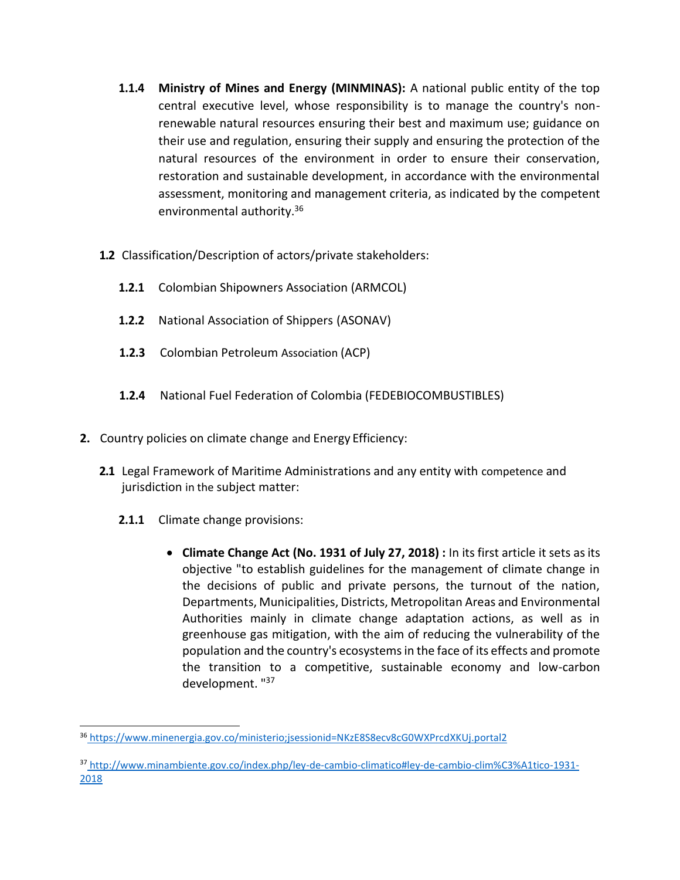**1.1.4 Ministry of Mines and Energy (MINMINAS):** A national public entity of the top central executive level, whose responsibility is to manage the country's non-renewable natural resources ensuring their best and maximum use; guidance on their use and regulation, ensuring their supply and ensuring the protection of the natural resources of the environment in order to ensure their conservation, restoration and sustainable development, in accordance with the environmental assessment, monitoring and management criteria, as indicated by the competent environmental authority.[36]

**1.2** Classification/Description of actors/private stakeholders:

**1.2.1** Colombian Shipowners Association (ARMCOL)

**1.2.2** National Association of Shippers (ASONAV)

**1.2.3** Colombian Petroleum Association (ACP)

**1.2.4** National Fuel Federation of Colombia (FEDEBIOCOMBUSTIBLES)

**2.** Country policies on climate change and Energy Efficiency:

**2.1** Legal Framework of Maritime Administrations and any entity with competence and jurisdiction in the subject matter:

**2.1.1** Climate change provisions:

- **Climate Change Act (No. 1931 of July 27, 2018) :** In its first article it sets as its objective "to establish guidelines for the management of climate change in the decisions of public and private persons, the turnout of the nation, Departments, Municipalities, Districts, Metropolitan Areas and Environmental Authorities mainly in climate change adaptation actions, as well as in greenhouse gas mitigation, with the aim of reducing the vulnerability of the population and the country's ecosystems in the face of its effects and promote the transition to a competitive, sustainable economy and low-carbon development. "[37]

---

[36] https://www.minenergia.gov.co/ministerio;jsessionid=NKzE8S8ecv8cG0WXPrcdXKUj.portal2

[37] http://www.minambiente.gov.co/index.php/ley-de-cambio-climatico#ley-de-cambio-clim%C3%A1tico-1931-2018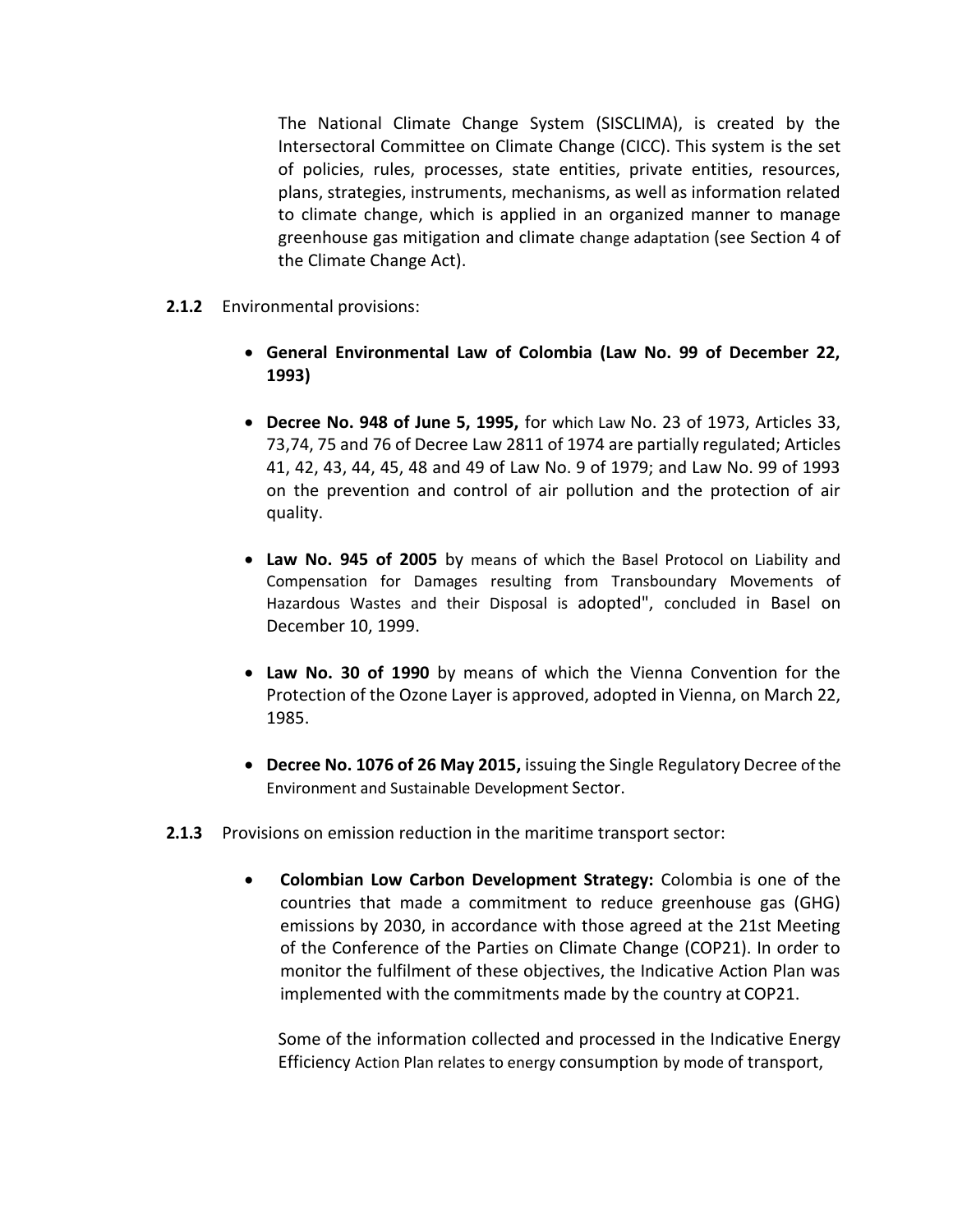The National Climate Change System (SISCLIMA), is created by the Intersectoral Committee on Climate Change (CICC). This system is the set of policies, rules, processes, state entities, private entities, resources, plans, strategies, instruments, mechanisms, as well as information related to climate change, which is applied in an organized manner to manage greenhouse gas mitigation and climate change adaptation (see Section 4 of the Climate Change Act).

**2.1.2** Environmental provisions:

- **General Environmental Law of Colombia (Law No. 99 of December 22, 1993)**
- **Decree No. 948 of June 5, 1995,** for which Law No. 23 of 1973, Articles 33, 73,74, 75 and 76 of Decree Law 2811 of 1974 are partially regulated; Articles 41, 42, 43, 44, 45, 48 and 49 of Law No. 9 of 1979; and Law No. 99 of 1993 on the prevention and control of air pollution and the protection of air quality.
- **Law No. 945 of 2005** by means of which the Basel Protocol on Liability and Compensation for Damages resulting from Transboundary Movements of Hazardous Wastes and their Disposal is adopted", concluded in Basel on December 10, 1999.
- **Law No. 30 of 1990** by means of which the Vienna Convention for the Protection of the Ozone Layer is approved, adopted in Vienna, on March 22, 1985.
- **Decree No. 1076 of 26 May 2015,** issuing the Single Regulatory Decree of the Environment and Sustainable Development Sector.

**2.1.3** Provisions on emission reduction in the maritime transport sector:

- **Colombian Low Carbon Development Strategy:** Colombia is one of the countries that made a commitment to reduce greenhouse gas (GHG) emissions by 2030, in accordance with those agreed at the 21st Meeting of the Conference of the Parties on Climate Change (COP21). In order to monitor the fulfilment of these objectives, the Indicative Action Plan was implemented with the commitments made by the country at COP21.

  Some of the information collected and processed in the Indicative Energy Efficiency Action Plan relates to energy consumption by mode of transport,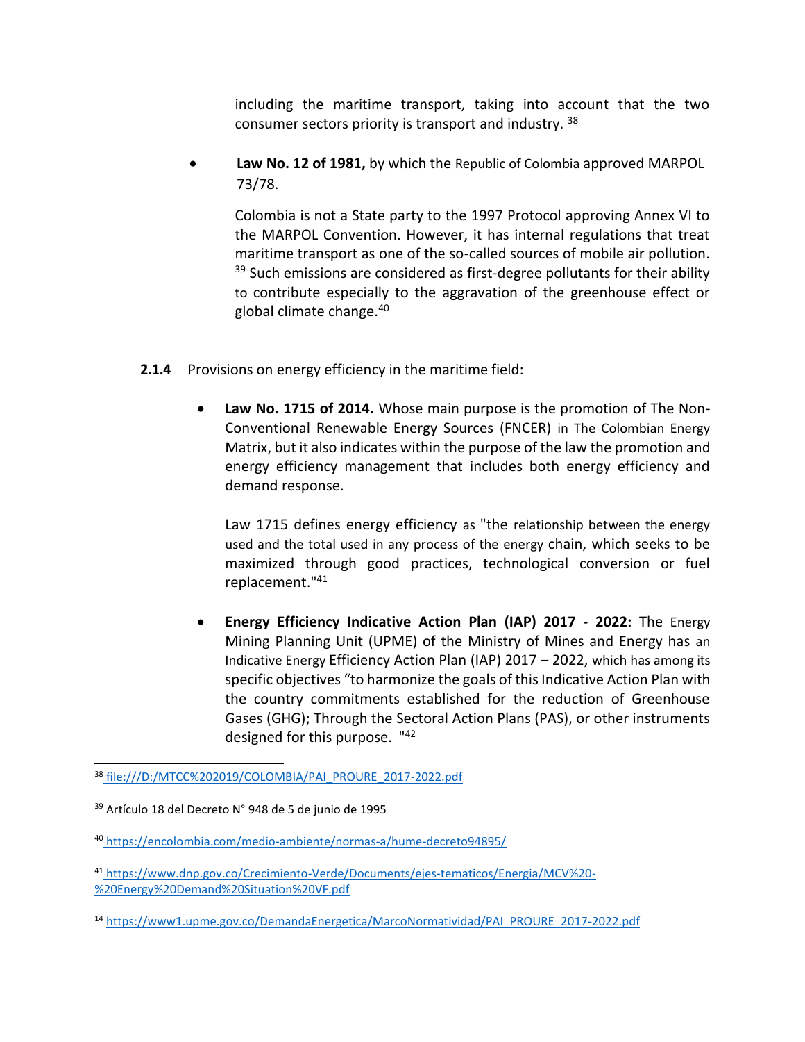including the maritime transport, taking into account that the two consumer sectors priority is transport and industry. [38]

- **Law No. 12 of 1981,** by which the Republic of Colombia approved MARPOL 73/78.

  Colombia is not a State party to the 1997 Protocol approving Annex VI to the MARPOL Convention. However, it has internal regulations that treat maritime transport as one of the so-called sources of mobile air pollution. [39] Such emissions are considered as first-degree pollutants for their ability to contribute especially to the aggravation of the greenhouse effect or global climate change.[40]

**2.1.4** Provisions on energy efficiency in the maritime field:

- **Law No. 1715 of 2014.** Whose main purpose is the promotion of The Non-Conventional Renewable Energy Sources (FNCER) in The Colombian Energy Matrix, but it also indicates within the purpose of the law the promotion and energy efficiency management that includes both energy efficiency and demand response.

  Law 1715 defines energy efficiency as "the relationship between the energy used and the total used in any process of the energy chain, which seeks to be maximized through good practices, technological conversion or fuel replacement."[41]

- **Energy Efficiency Indicative Action Plan (IAP) 2017 - 2022:** The Energy Mining Planning Unit (UPME) of the Ministry of Mines and Energy has an Indicative Energy Efficiency Action Plan (IAP) 2017 – 2022, which has among its specific objectives "to harmonize the goals of this Indicative Action Plan with the country commitments established for the reduction of Greenhouse Gases (GHG); Through the Sectoral Action Plans (PAS), or other instruments designed for this purpose. "[42]

---

[38] file:///D:/MTCC%202019/COLOMBIA/PAI_PROURE_2017-2022.pdf

[39] Artículo 18 del Decreto N° 948 de 5 de junio de 1995

[40] https://encolombia.com/medio-ambiente/normas-a/hume-decreto94895/

[41] https://www.dnp.gov.co/Crecimiento-Verde/Documents/ejes-tematicos/Energia/MCV%20-%20Energy%20Demand%20Situation%20VF.pdf

[14] https://www1.upme.gov.co/DemandaEnergetica/MarcoNormatividad/PAI_PROURE_2017-2022.pdf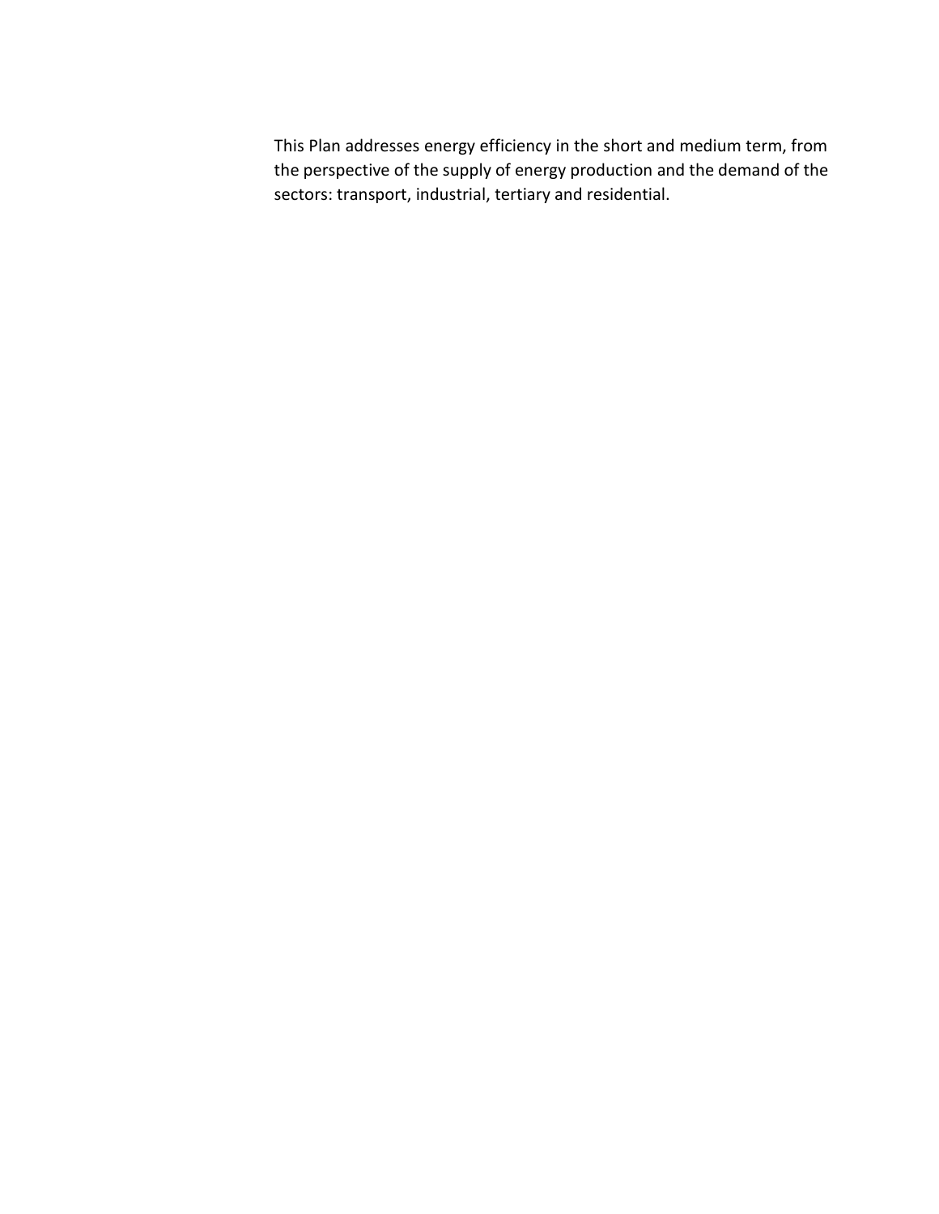This Plan addresses energy efficiency in the short and medium term, from the perspective of the supply of energy production and the demand of the sectors: transport, industrial, tertiary and residential.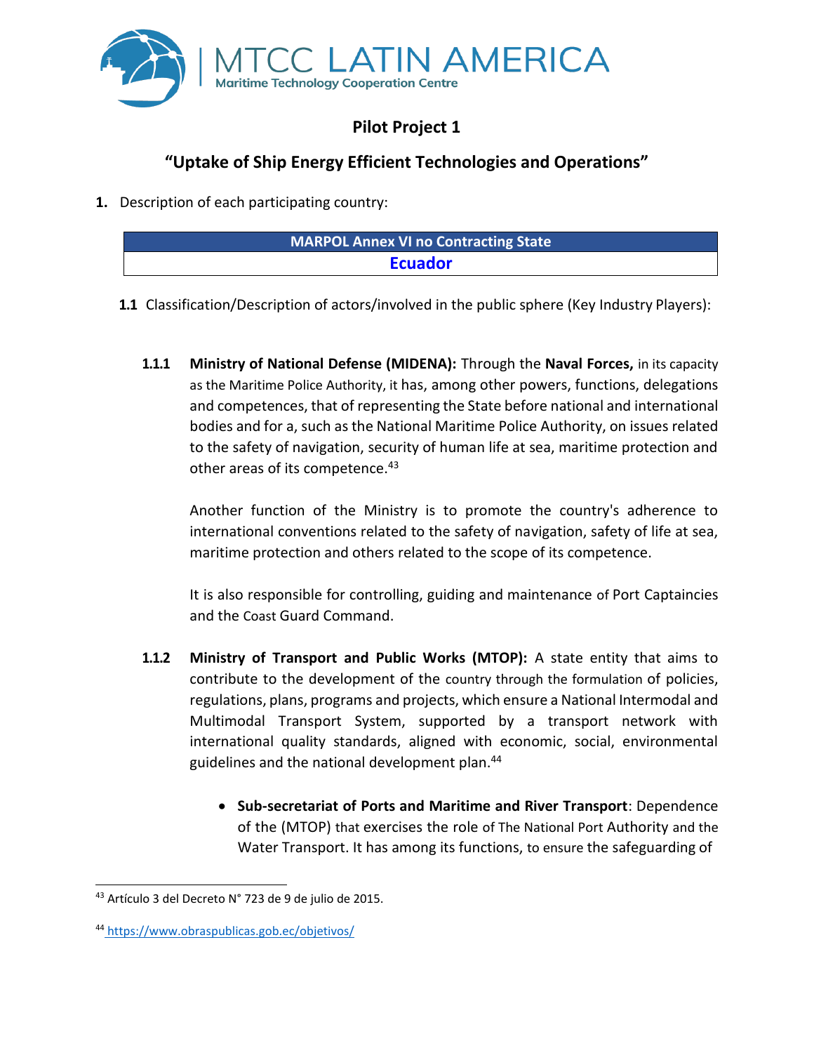## Pilot Project 1

## "Uptake of Ship Energy Efficient Technologies and Operations"

**1.** Description of each participating country:

| MARPOL Annex VI no Contracting State |
|---|
| Ecuador |

**1.1** Classification/Description of actors/involved in the public sphere (Key Industry Players):

**1.1.1** **Ministry of National Defense (MIDENA):** Through the **Naval Forces,** in its capacity as the Maritime Police Authority, it has, among other powers, functions, delegations and competences, that of representing the State before national and international bodies and for a, such as the National Maritime Police Authority, on issues related to the safety of navigation, security of human life at sea, maritime protection and other areas of its competence.[43]

Another function of the Ministry is to promote the country's adherence to international conventions related to the safety of navigation, safety of life at sea, maritime protection and others related to the scope of its competence.

It is also responsible for controlling, guiding and maintenance of Port Captaincies and the Coast Guard Command.

**1.1.2** **Ministry of Transport and Public Works (MTOP):** A state entity that aims to contribute to the development of the country through the formulation of policies, regulations, plans, programs and projects, which ensure a National Intermodal and Multimodal Transport System, supported by a transport network with international quality standards, aligned with economic, social, environmental guidelines and the national development plan.[44]

- **Sub-secretariat of Ports and Maritime and River Transport**: Dependence of the (MTOP) that exercises the role of The National Port Authority and the Water Transport. It has among its functions, to ensure the safeguarding of

---

[43] Artículo 3 del Decreto N° 723 de 9 de julio de 2015.

[44] https://www.obraspublicas.gob.ec/objetivos/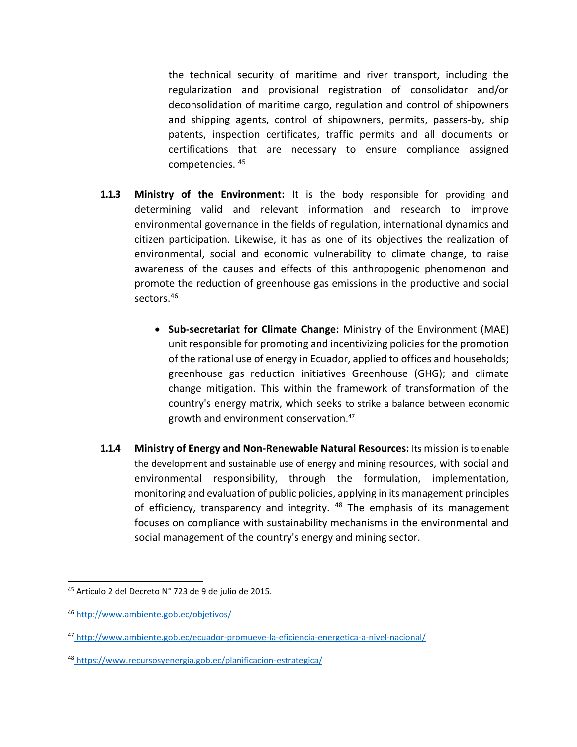the technical security of maritime and river transport, including the regularization and provisional registration of consolidator and/or deconsolidation of maritime cargo, regulation and control of shipowners and shipping agents, control of shipowners, permits, passers-by, ship patents, inspection certificates, traffic permits and all documents or certifications that are necessary to ensure compliance assigned competencies. [45]

**1.1.3 Ministry of the Environment:** It is the body responsible for providing and determining valid and relevant information and research to improve environmental governance in the fields of regulation, international dynamics and citizen participation. Likewise, it has as one of its objectives the realization of environmental, social and economic vulnerability to climate change, to raise awareness of the causes and effects of this anthropogenic phenomenon and promote the reduction of greenhouse gas emissions in the productive and social sectors.[46]

- **Sub-secretariat for Climate Change:** Ministry of the Environment (MAE) unit responsible for promoting and incentivizing policies for the promotion of the rational use of energy in Ecuador, applied to offices and households; greenhouse gas reduction initiatives Greenhouse (GHG); and climate change mitigation. This within the framework of transformation of the country's energy matrix, which seeks to strike a balance between economic growth and environment conservation.[47]

**1.1.4 Ministry of Energy and Non-Renewable Natural Resources:** Its mission is to enable the development and sustainable use of energy and mining resources, with social and environmental responsibility, through the formulation, implementation, monitoring and evaluation of public policies, applying in its management principles of efficiency, transparency and integrity. [48] The emphasis of its management focuses on compliance with sustainability mechanisms in the environmental and social management of the country's energy and mining sector.

---

[45] Artículo 2 del Decreto N° 723 de 9 de julio de 2015.

[46] http://www.ambiente.gob.ec/objetivos/

[47] http://www.ambiente.gob.ec/ecuador-promueve-la-eficiencia-energetica-a-nivel-nacional/

[48] https://www.recursosyenergia.gob.ec/planificacion-estrategica/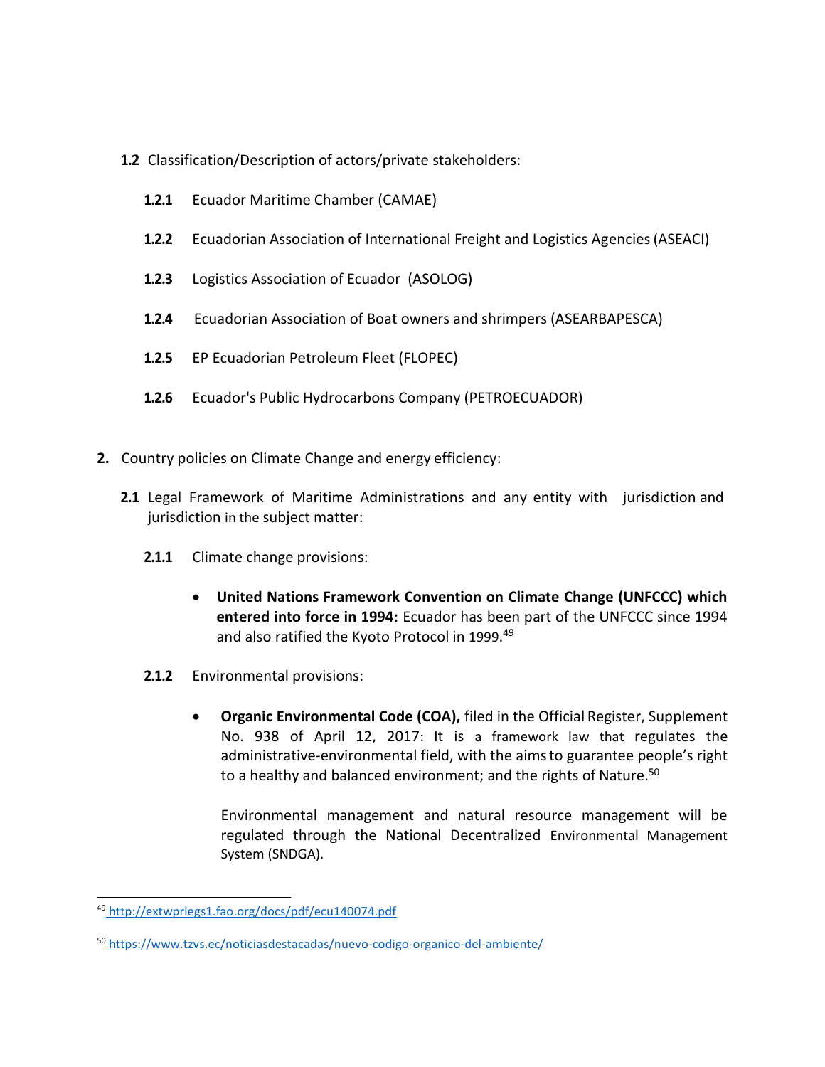**1.2** Classification/Description of actors/private stakeholders:

**1.2.1** Ecuador Maritime Chamber (CAMAE)

**1.2.2** Ecuadorian Association of International Freight and Logistics Agencies (ASEACI)

**1.2.3** Logistics Association of Ecuador (ASOLOG)

**1.2.4** Ecuadorian Association of Boat owners and shrimpers (ASEARBAPESCA)

**1.2.5** EP Ecuadorian Petroleum Fleet (FLOPEC)

**1.2.6** Ecuador's Public Hydrocarbons Company (PETROECUADOR)

**2.** Country policies on Climate Change and energy efficiency:

**2.1** Legal Framework of Maritime Administrations and any entity with jurisdiction and jurisdiction in the subject matter:

**2.1.1** Climate change provisions:

- **United Nations Framework Convention on Climate Change (UNFCCC) which entered into force in 1994:** Ecuador has been part of the UNFCCC since 1994 and also ratified the Kyoto Protocol in 1999.[49]

**2.1.2** Environmental provisions:

- **Organic Environmental Code (COA),** filed in the Official Register, Supplement No. 938 of April 12, 2017: It is a framework law that regulates the administrative-environmental field, with the aims to guarantee people's right to a healthy and balanced environment; and the rights of Nature.[50]

  Environmental management and natural resource management will be regulated through the National Decentralized Environmental Management System (SNDGA).

---

[49] http://extwprlegs1.fao.org/docs/pdf/ecu140074.pdf

[50] https://www.tzvs.ec/noticiasdestacadas/nuevo-codigo-organico-del-ambiente/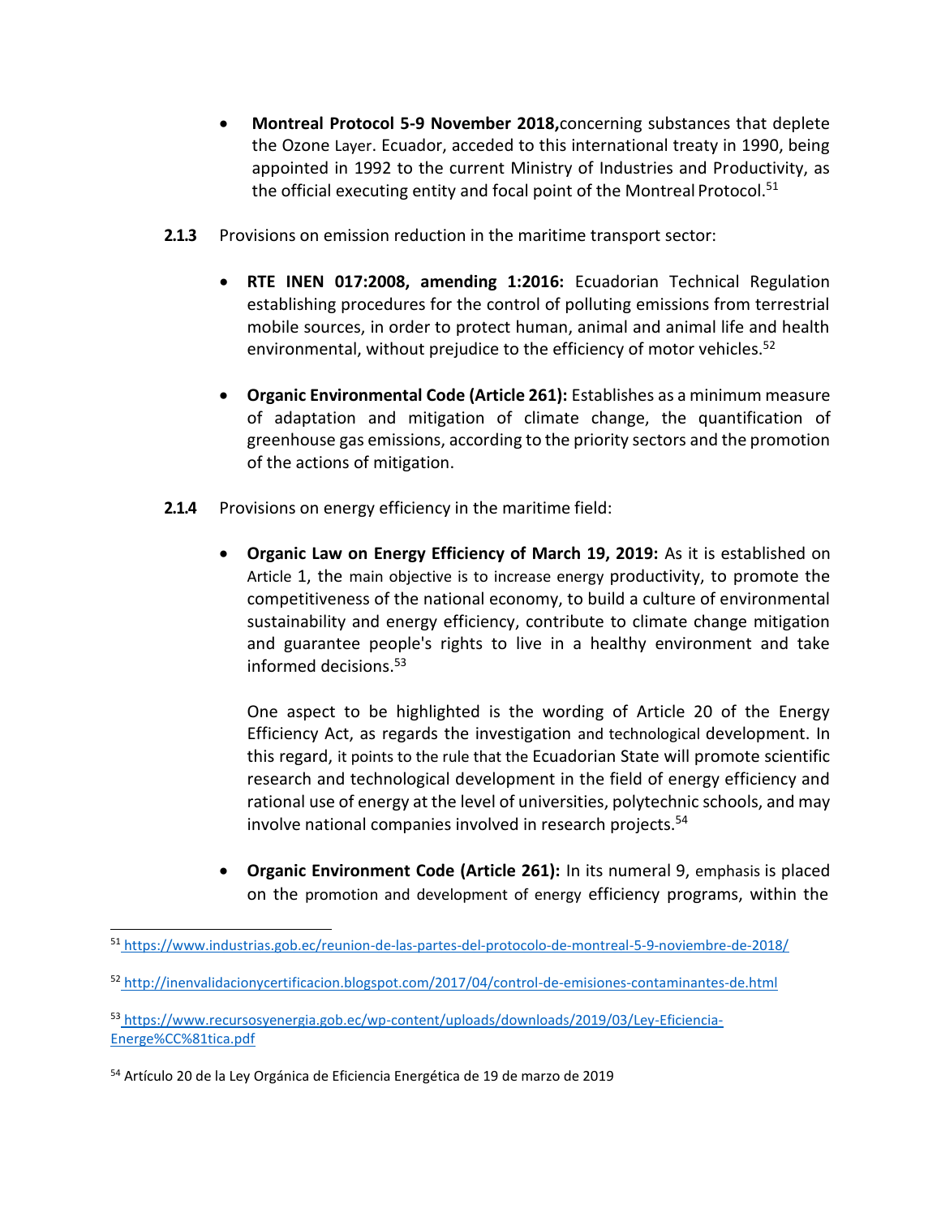- **Montreal Protocol 5-9 November 2018,**concerning substances that deplete the Ozone Layer. Ecuador, acceded to this international treaty in 1990, being appointed in 1992 to the current Ministry of Industries and Productivity, as the official executing entity and focal point of the Montreal Protocol.[51]

**2.1.3** Provisions on emission reduction in the maritime transport sector:

- **RTE INEN 017:2008, amending 1:2016:** Ecuadorian Technical Regulation establishing procedures for the control of polluting emissions from terrestrial mobile sources, in order to protect human, animal and animal life and health environmental, without prejudice to the efficiency of motor vehicles.[52]

- **Organic Environmental Code (Article 261):** Establishes as a minimum measure of adaptation and mitigation of climate change, the quantification of greenhouse gas emissions, according to the priority sectors and the promotion of the actions of mitigation.

**2.1.4** Provisions on energy efficiency in the maritime field:

- **Organic Law on Energy Efficiency of March 19, 2019:** As it is established on Article 1, the main objective is to increase energy productivity, to promote the competitiveness of the national economy, to build a culture of environmental sustainability and energy efficiency, contribute to climate change mitigation and guarantee people's rights to live in a healthy environment and take informed decisions.[53]

  One aspect to be highlighted is the wording of Article 20 of the Energy Efficiency Act, as regards the investigation and technological development. In this regard, it points to the rule that the Ecuadorian State will promote scientific research and technological development in the field of energy efficiency and rational use of energy at the level of universities, polytechnic schools, and may involve national companies involved in research projects.[54]

- **Organic Environment Code (Article 261):** In its numeral 9, emphasis is placed on the promotion and development of energy efficiency programs, within the

---

[51] https://www.industrias.gob.ec/reunion-de-las-partes-del-protocolo-de-montreal-5-9-noviembre-de-2018/

[52] http://inenvalidacionycertificacion.blogspot.com/2017/04/control-de-emisiones-contaminantes-de.html

[53] https://www.recursosyenergia.gob.ec/wp-content/uploads/downloads/2019/03/Ley-Eficiencia-Energe%CC%81tica.pdf

[54] Artículo 20 de la Ley Orgánica de Eficiencia Energética de 19 de marzo de 2019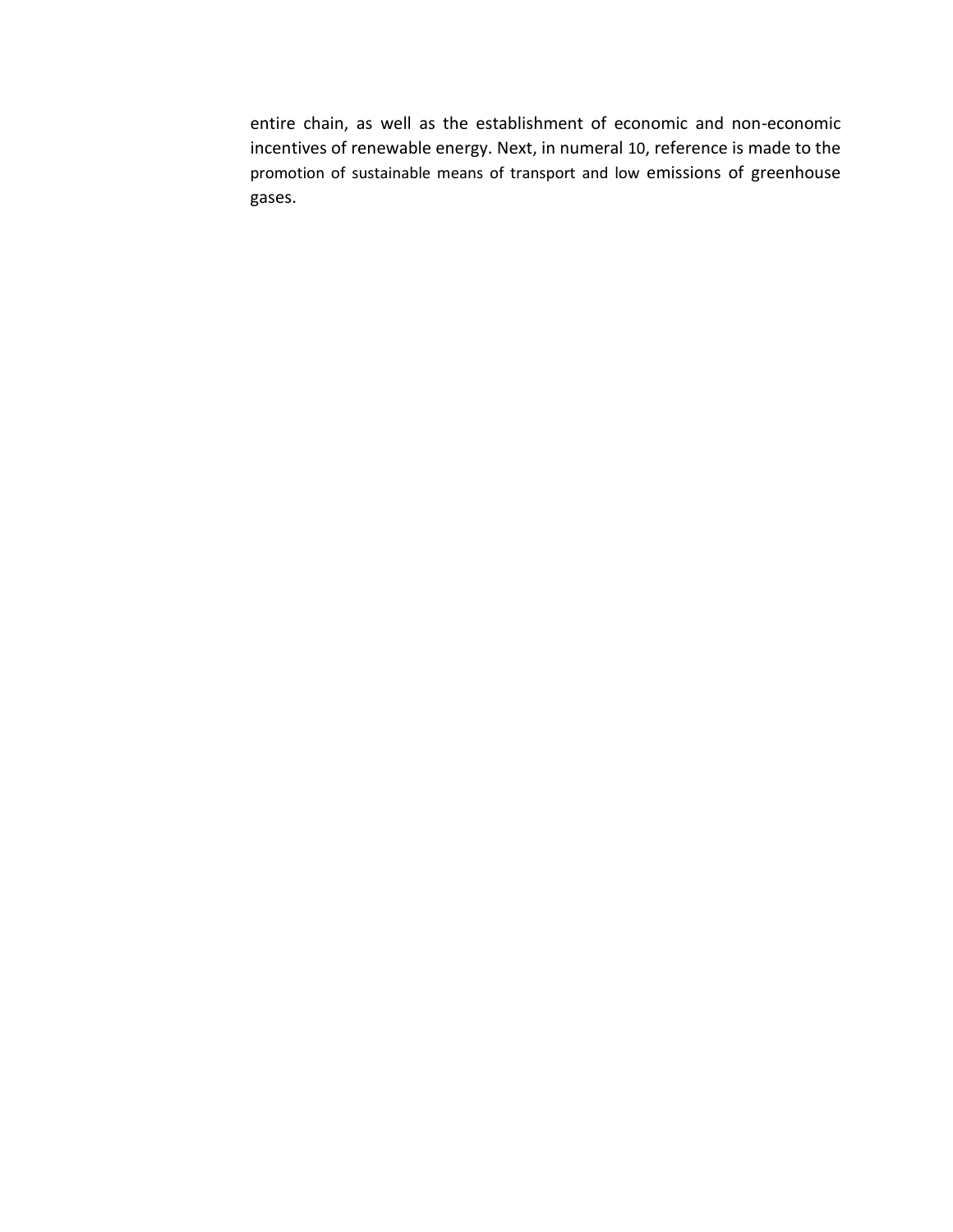entire chain, as well as the establishment of economic and non-economic incentives of renewable energy. Next, in numeral 10, reference is made to the promotion of sustainable means of transport and low emissions of greenhouse gases.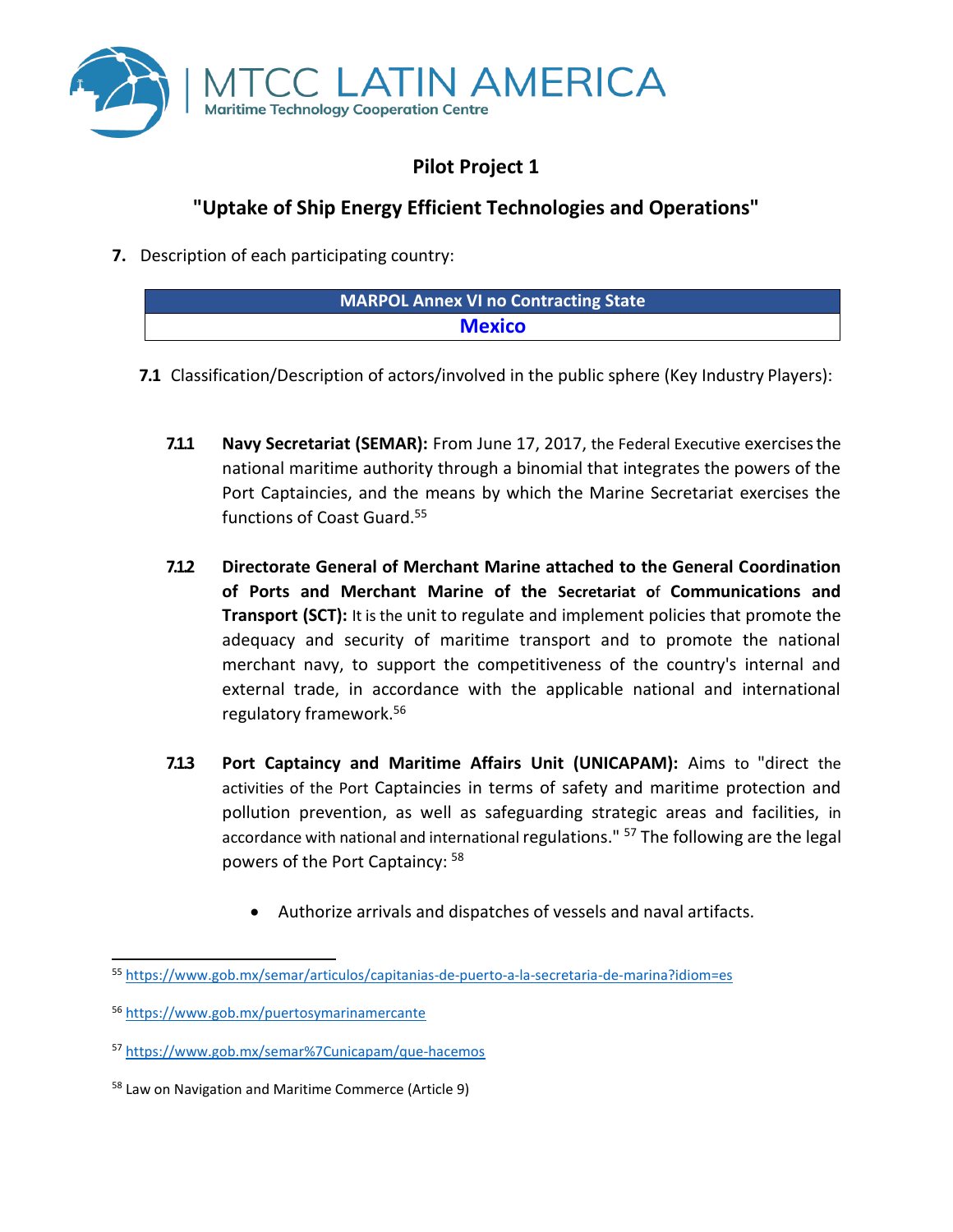## Pilot Project 1

## "Uptake of Ship Energy Efficient Technologies and Operations"

**7.** Description of each participating country:

| MARPOL Annex VI no Contracting State |
|---|
| **Mexico** |

**7.1** Classification/Description of actors/involved in the public sphere (Key Industry Players):

**7.1.1** **Navy Secretariat (SEMAR):** From June 17, 2017, the Federal Executive exercises the national maritime authority through a binomial that integrates the powers of the Port Captaincies, and the means by which the Marine Secretariat exercises the functions of Coast Guard.[55]

**7.1.2** **Directorate General of Merchant Marine attached to the General Coordination of Ports and Merchant Marine of the Secretariat of Communications and Transport (SCT):** It is the unit to regulate and implement policies that promote the adequacy and security of maritime transport and to promote the national merchant navy, to support the competitiveness of the country's internal and external trade, in accordance with the applicable national and international regulatory framework.[56]

**7.1.3** **Port Captaincy and Maritime Affairs Unit (UNICAPAM):** Aims to "direct the activities of the Port Captaincies in terms of safety and maritime protection and pollution prevention, as well as safeguarding strategic areas and facilities, in accordance with national and international regulations." [57] The following are the legal powers of the Port Captaincy: [58]

- Authorize arrivals and dispatches of vessels and naval artifacts.

---

[55] https://www.gob.mx/semar/articulos/capitanias-de-puerto-a-la-secretaria-de-marina?idiom=es

[56] https://www.gob.mx/puertosymarinamercante

[57] https://www.gob.mx/semar%7Cunicapam/que-hacemos

[58] Law on Navigation and Maritime Commerce (Article 9)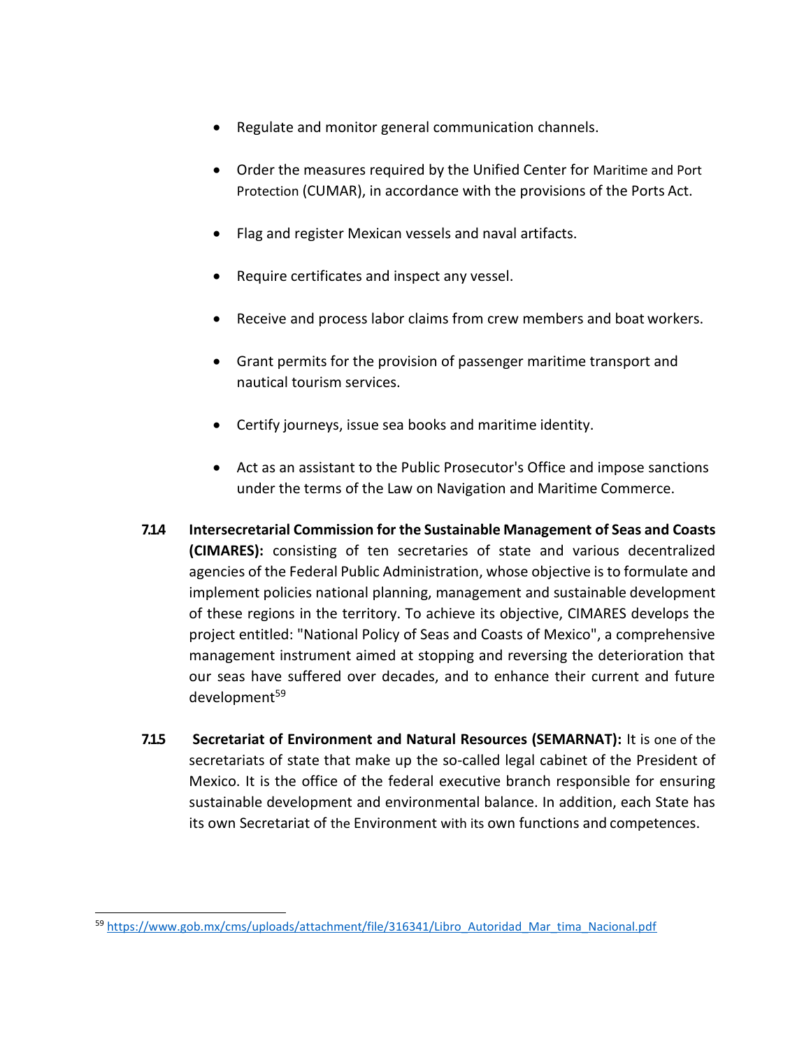- Regulate and monitor general communication channels.
- Order the measures required by the Unified Center for Maritime and Port Protection (CUMAR), in accordance with the provisions of the Ports Act.
- Flag and register Mexican vessels and naval artifacts.
- Require certificates and inspect any vessel.
- Receive and process labor claims from crew members and boat workers.
- Grant permits for the provision of passenger maritime transport and nautical tourism services.
- Certify journeys, issue sea books and maritime identity.
- Act as an assistant to the Public Prosecutor's Office and impose sanctions under the terms of the Law on Navigation and Maritime Commerce.

**7.1.4 Intersecretarial Commission for the Sustainable Management of Seas and Coasts (CIMARES):** consisting of ten secretaries of state and various decentralized agencies of the Federal Public Administration, whose objective is to formulate and implement policies national planning, management and sustainable development of these regions in the territory. To achieve its objective, CIMARES develops the project entitled: "National Policy of Seas and Coasts of Mexico", a comprehensive management instrument aimed at stopping and reversing the deterioration that our seas have suffered over decades, and to enhance their current and future development[59]

**7.1.5 Secretariat of Environment and Natural Resources (SEMARNAT):** It is one of the secretariats of state that make up the so-called legal cabinet of the President of Mexico. It is the office of the federal executive branch responsible for ensuring sustainable development and environmental balance. In addition, each State has its own Secretariat of the Environment with its own functions and competences.

---

[59] https://www.gob.mx/cms/uploads/attachment/file/316341/Libro_Autoridad_Mar_tima_Nacional.pdf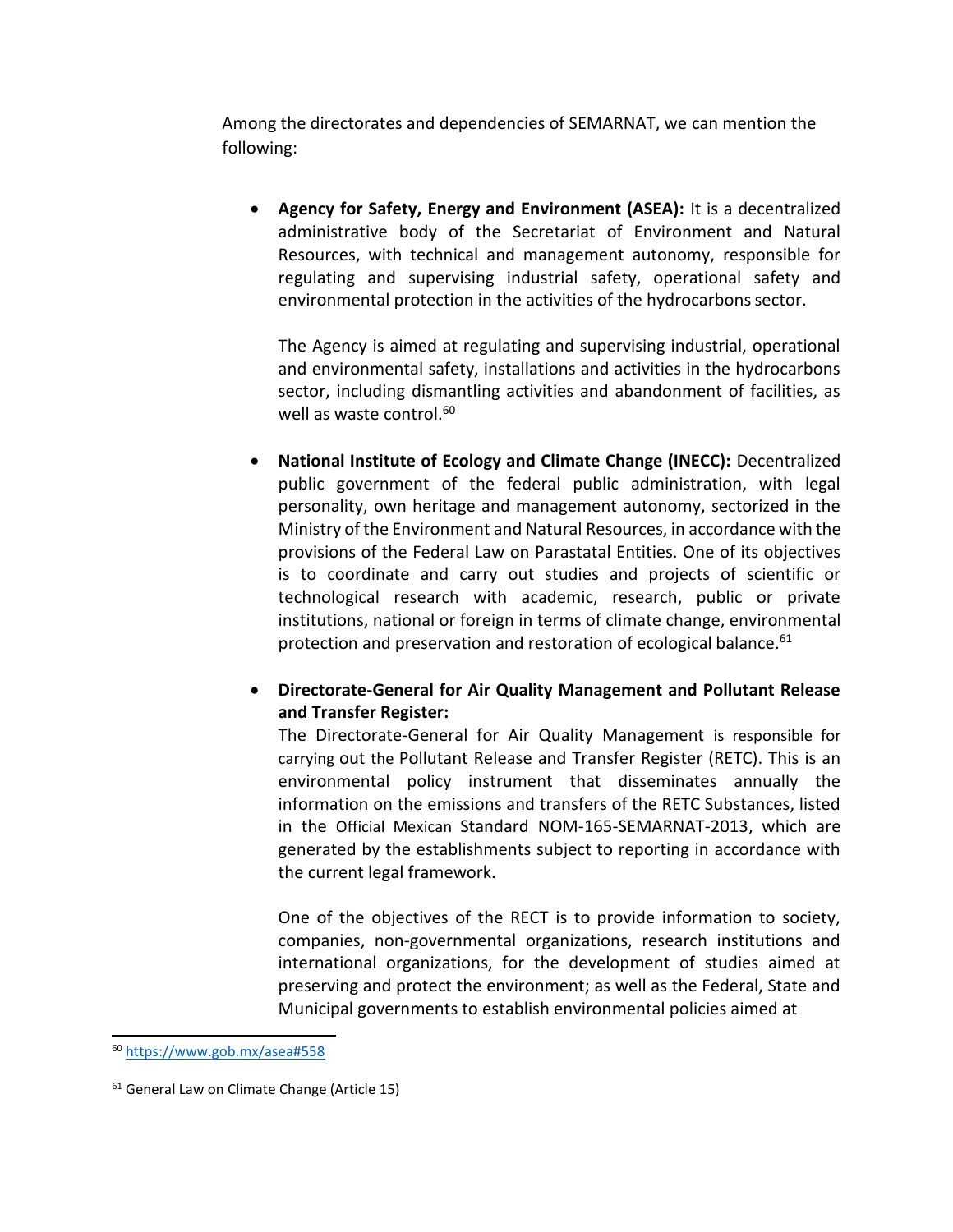Among the directorates and dependencies of SEMARNAT, we can mention the following:

- **Agency for Safety, Energy and Environment (ASEA):** It is a decentralized administrative body of the Secretariat of Environment and Natural Resources, with technical and management autonomy, responsible for regulating and supervising industrial safety, operational safety and environmental protection in the activities of the hydrocarbons sector.

  The Agency is aimed at regulating and supervising industrial, operational and environmental safety, installations and activities in the hydrocarbons sector, including dismantling activities and abandonment of facilities, as well as waste control.[60]

- **National Institute of Ecology and Climate Change (INECC):** Decentralized public government of the federal public administration, with legal personality, own heritage and management autonomy, sectorized in the Ministry of the Environment and Natural Resources, in accordance with the provisions of the Federal Law on Parastatal Entities. One of its objectives is to coordinate and carry out studies and projects of scientific or technological research with academic, research, public or private institutions, national or foreign in terms of climate change, environmental protection and preservation and restoration of ecological balance.[61]

- **Directorate-General for Air Quality Management and Pollutant Release and Transfer Register:**
  The Directorate-General for Air Quality Management is responsible for carrying out the Pollutant Release and Transfer Register (RETC). This is an environmental policy instrument that disseminates annually the information on the emissions and transfers of the RETC Substances, listed in the Official Mexican Standard NOM-165-SEMARNAT-2013, which are generated by the establishments subject to reporting in accordance with the current legal framework.

  One of the objectives of the RECT is to provide information to society, companies, non-governmental organizations, research institutions and international organizations, for the development of studies aimed at preserving and protect the environment; as well as the Federal, State and Municipal governments to establish environmental policies aimed at

---

[60] https://www.gob.mx/asea#558

[61] General Law on Climate Change (Article 15)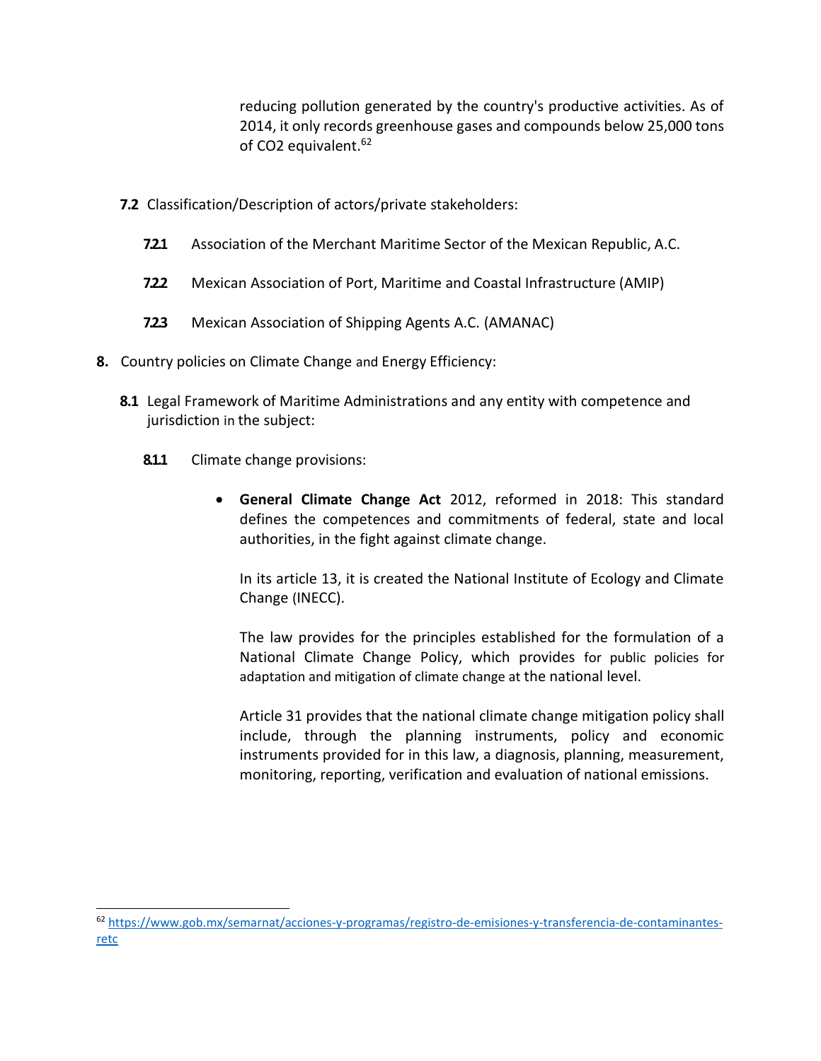reducing pollution generated by the country's productive activities. As of 2014, it only records greenhouse gases and compounds below 25,000 tons of $CO_2$ equivalent.[62]

**7.2** Classification/Description of actors/private stakeholders:

**7.2.1** Association of the Merchant Maritime Sector of the Mexican Republic, A.C.

**7.2.2** Mexican Association of Port, Maritime and Coastal Infrastructure (AMIP)

**7.2.3** Mexican Association of Shipping Agents A.C. (AMANAC)

**8.** Country policies on Climate Change and Energy Efficiency:

**8.1** Legal Framework of Maritime Administrations and any entity with competence and jurisdiction in the subject:

**8.1.1** Climate change provisions:

- **General Climate Change Act** 2012, reformed in 2018: This standard defines the competences and commitments of federal, state and local authorities, in the fight against climate change.

  In its article 13, it is created the National Institute of Ecology and Climate Change (INECC).

  The law provides for the principles established for the formulation of a National Climate Change Policy, which provides for public policies for adaptation and mitigation of climate change at the national level.

  Article 31 provides that the national climate change mitigation policy shall include, through the planning instruments, policy and economic instruments provided for in this law, a diagnosis, planning, measurement, monitoring, reporting, verification and evaluation of national emissions.

---

[62] https://www.gob.mx/semarnat/acciones-y-programas/registro-de-emisiones-y-transferencia-de-contaminantes-retc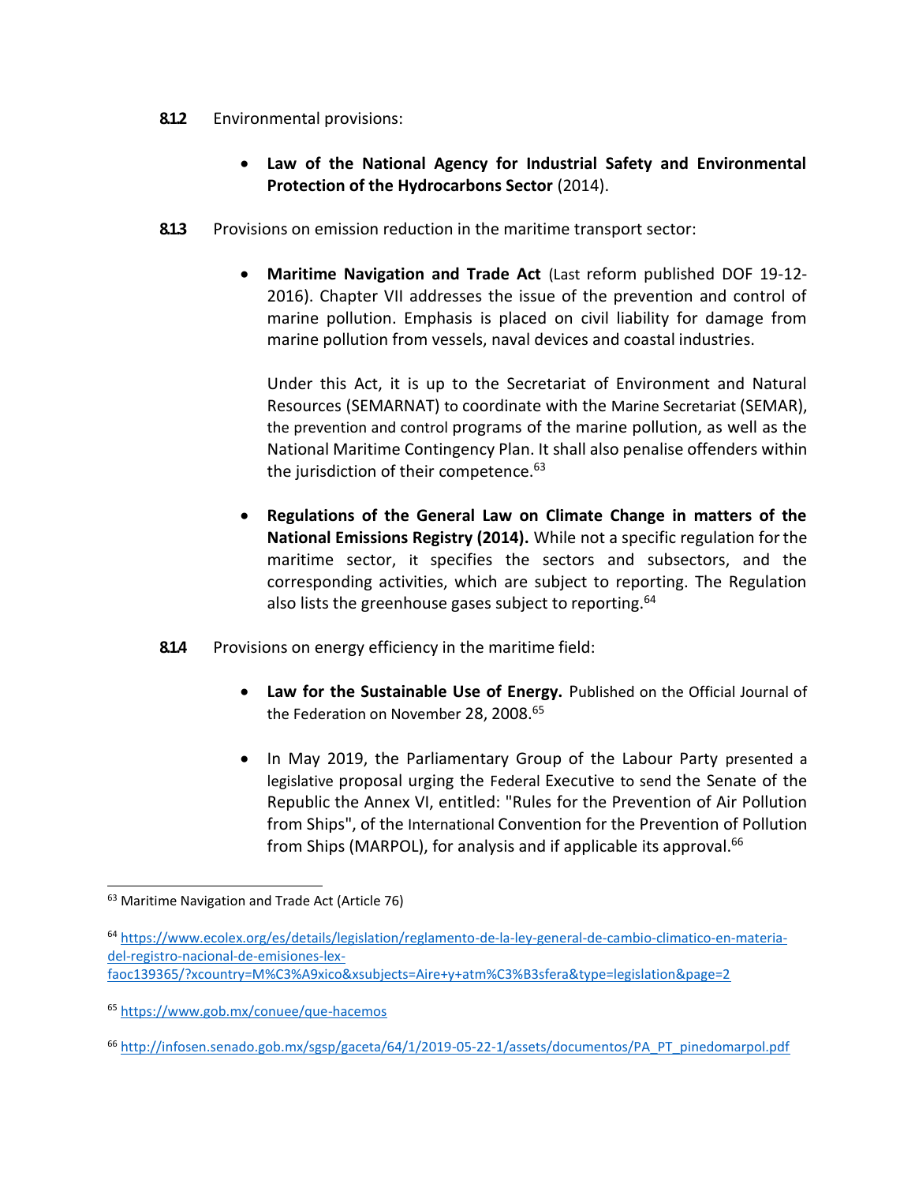**8.1.2** Environmental provisions:

- **Law of the National Agency for Industrial Safety and Environmental Protection of the Hydrocarbons Sector** (2014).

**8.1.3** Provisions on emission reduction in the maritime transport sector:

- **Maritime Navigation and Trade Act** (Last reform published DOF 19-12-2016). Chapter VII addresses the issue of the prevention and control of marine pollution. Emphasis is placed on civil liability for damage from marine pollution from vessels, naval devices and coastal industries.

  Under this Act, it is up to the Secretariat of Environment and Natural Resources (SEMARNAT) to coordinate with the Marine Secretariat (SEMAR), the prevention and control programs of the marine pollution, as well as the National Maritime Contingency Plan. It shall also penalise offenders within the jurisdiction of their competence.[63]

- **Regulations of the General Law on Climate Change in matters of the National Emissions Registry (2014).** While not a specific regulation for the maritime sector, it specifies the sectors and subsectors, and the corresponding activities, which are subject to reporting. The Regulation also lists the greenhouse gases subject to reporting.[64]

**8.1.4** Provisions on energy efficiency in the maritime field:

- **Law for the Sustainable Use of Energy.** Published on the Official Journal of the Federation on November 28, 2008.[65]

- In May 2019, the Parliamentary Group of the Labour Party presented a legislative proposal urging the Federal Executive to send the Senate of the Republic the Annex VI, entitled: "Rules for the Prevention of Air Pollution from Ships", of the International Convention for the Prevention of Pollution from Ships (MARPOL), for analysis and if applicable its approval.[66]

---

[63] Maritime Navigation and Trade Act (Article 76)

[64] https://www.ecolex.org/es/details/legislation/reglamento-de-la-ley-general-de-cambio-climatico-en-materia-del-registro-nacional-de-emisiones-lex-faoc139365/?xcountry=M%C3%A9xico&xsubjects=Aire+y+atm%C3%B3sfera&type=legislation&page=2

[65] https://www.gob.mx/conuee/que-hacemos

[66] http://infosen.senado.gob.mx/sgsp/gaceta/64/1/2019-05-22-1/assets/documentos/PA_PT_pinedomarpol.pdf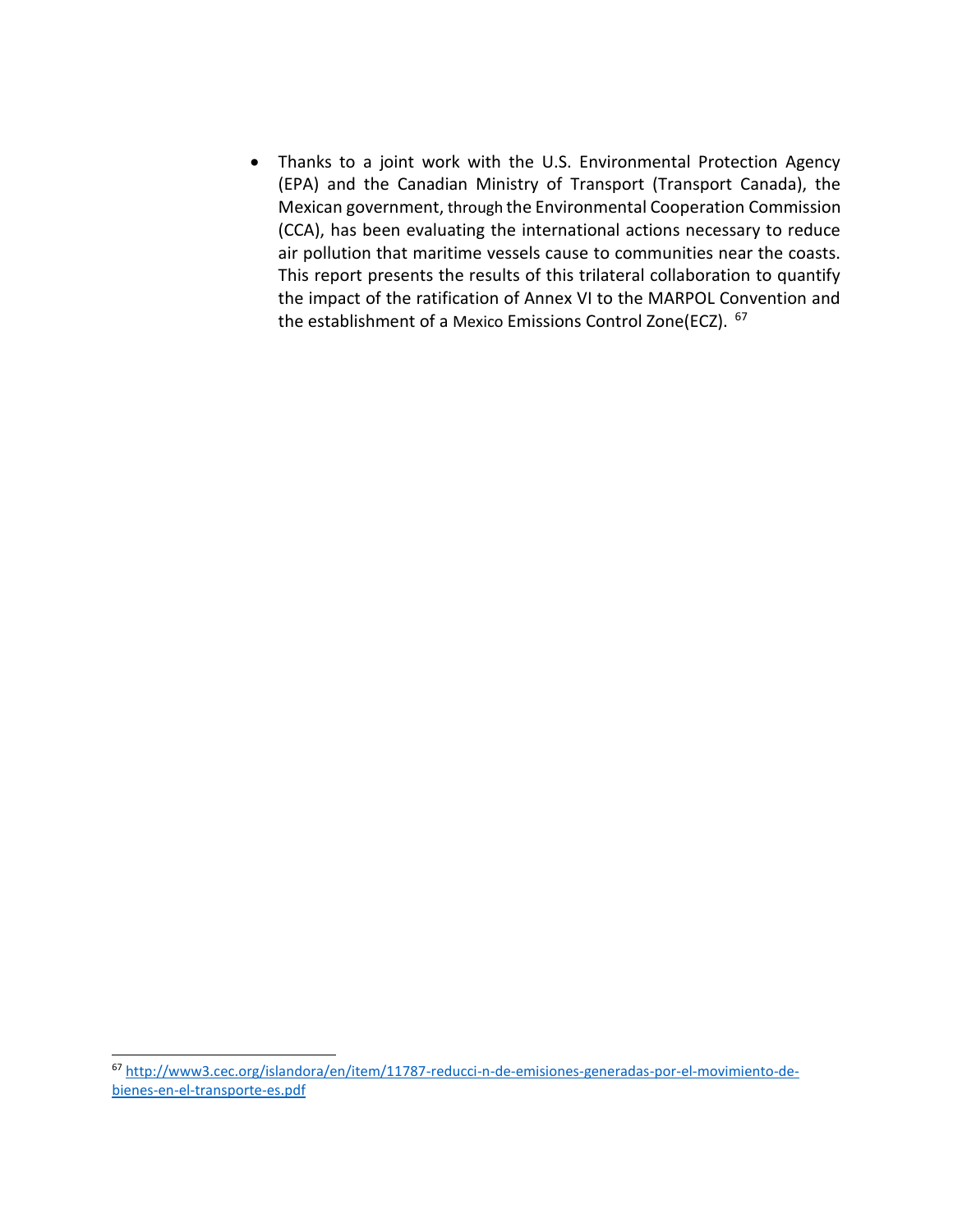- Thanks to a joint work with the U.S. Environmental Protection Agency (EPA) and the Canadian Ministry of Transport (Transport Canada), the Mexican government, through the Environmental Cooperation Commission (CCA), has been evaluating the international actions necessary to reduce air pollution that maritime vessels cause to communities near the coasts. This report presents the results of this trilateral collaboration to quantify the impact of the ratification of Annex VI to the MARPOL Convention and the establishment of a Mexico Emissions Control Zone(ECZ). [67]

---

[67] http://www3.cec.org/islandora/en/item/11787-reducci-n-de-emisiones-generadas-por-el-movimiento-de-bienes-en-el-transporte-es.pdf